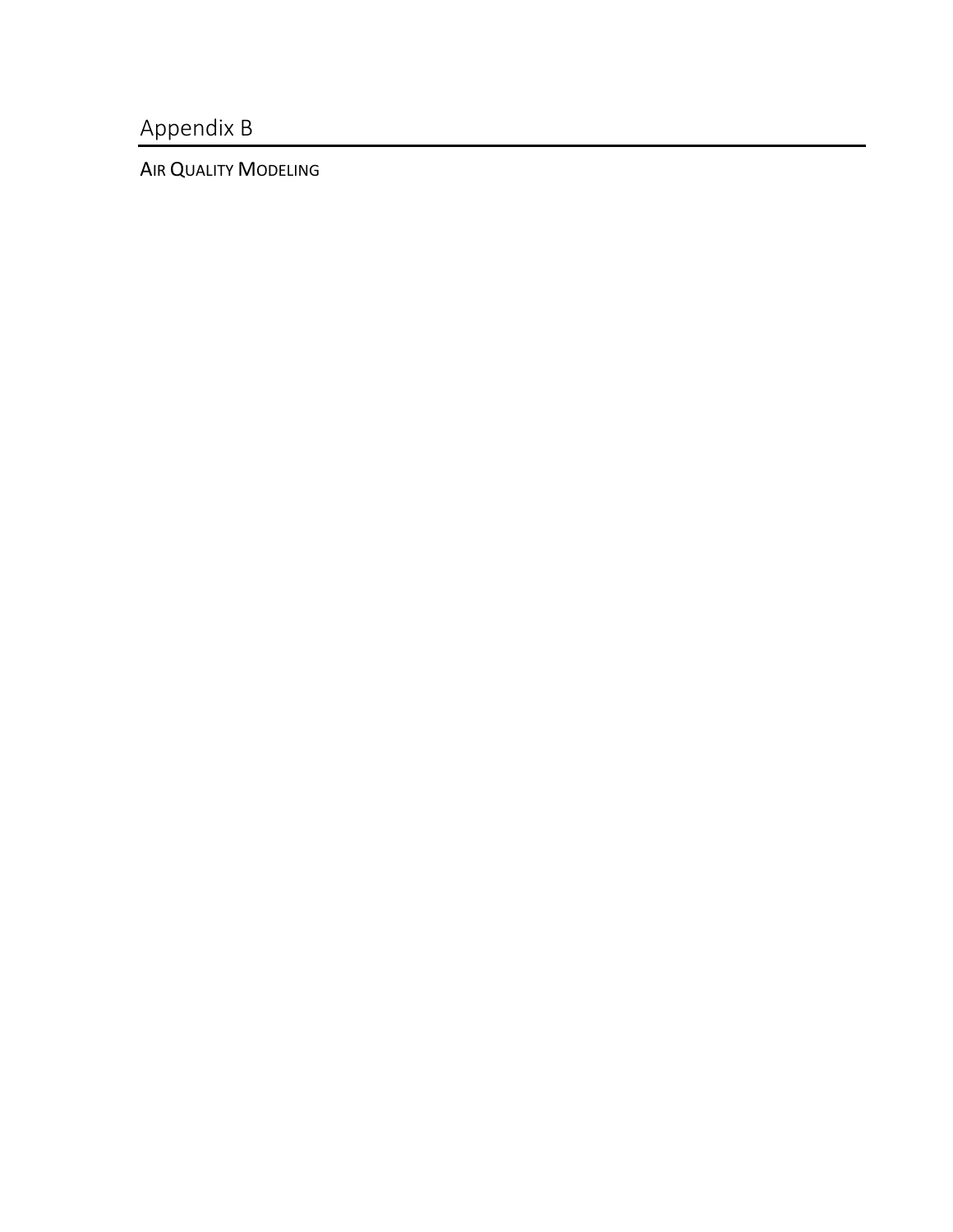# Appendix B

## AIR QUALITY MODELING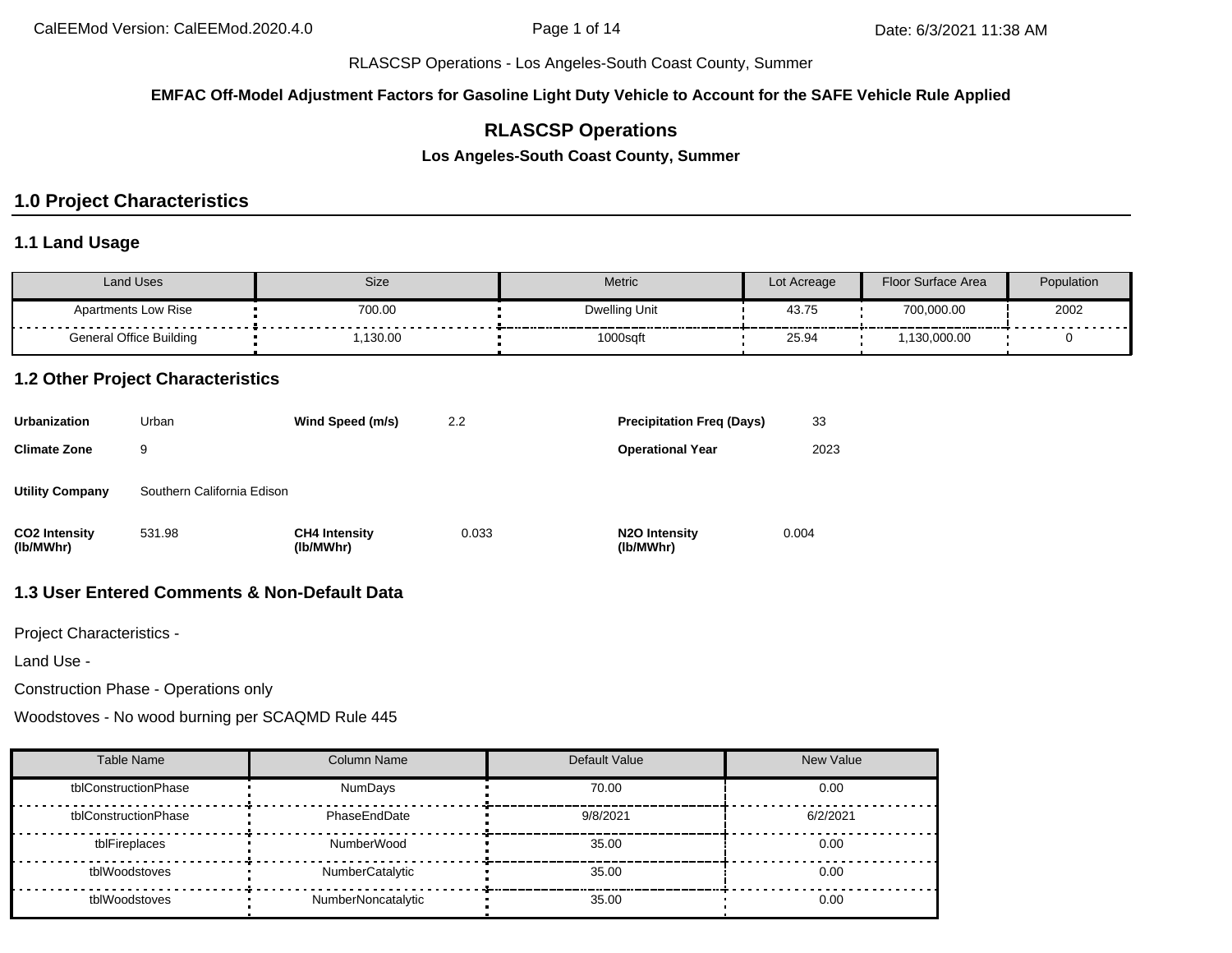**EMFAC Off-Model Adjustment Factors for Gasoline Light Duty Vehicle to Account for the SAFE Vehicle Rule Applied**

# RLASCSP Operations

**Los Angeles-South Coast County, Summer**

## 1.0 Project Characteristics

### 1.1 Land Usage

| Land Uses | Size | Metric | Lot Acreage | Floor Surface Area | Population |
|---|---|---|---|---|---|
| Apartments Low Rise | 700.00 | Dwelling Unit | 43.75 | 700,000.00 | 2002 |
| General Office Building | 1,130.00 | 1000sqft | 25.94 | 1,130,000.00 | 0 |

### 1.2 Other Project Characteristics

**Urbanization** Urban | **Wind Speed (m/s)** 2.2 | **Precipitation Freq (Days)** 33

**Climate Zone** 9 | **Operational Year** 2023

**Utility Company** Southern California Edison

**$CO_2$ Intensity (lb/MWhr)** 531.98 | **$CH_4$ Intensity (lb/MWhr)** 0.033 | **$N_2O$ Intensity (lb/MWhr)** 0.004

### 1.3 User Entered Comments & Non-Default Data

Project Characteristics -

Land Use -

Construction Phase - Operations only

Woodstoves - No wood burning per SCAQMD Rule 445

| Table Name | Column Name | Default Value | New Value |
|---|---|---|---|
| tblConstructionPhase | NumDays | 70.00 | 0.00 |
| tblConstructionPhase | PhaseEndDate | 9/8/2021 | 6/2/2021 |
| tblFireplaces | NumberWood | 35.00 | 0.00 |
| tblWoodstoves | NumberCatalytic | 35.00 | 0.00 |
| tblWoodstoves | NumberNoncatalytic | 35.00 | 0.00 |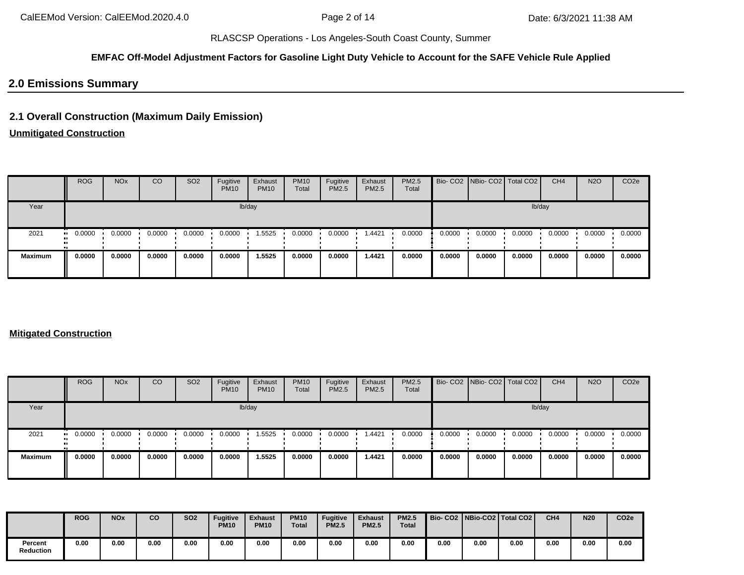RLASCSP Operations - Los Angeles-South Coast County, Summer

**EMFAC Off-Model Adjustment Factors for Gasoline Light Duty Vehicle to Account for the SAFE Vehicle Rule Applied**

## 2.0 Emissions Summary

### 2.1 Overall Construction (Maximum Daily Emission)

**Unmitigated Construction**

| | ROG | NOx | CO | SO2 | Fugitive PM10 | Exhaust PM10 | PM10 Total | Fugitive PM2.5 | Exhaust PM2.5 | PM2.5 Total | Bio- CO2 | NBio- CO2 | Total CO2 | CH4 | N2O | CO2e |
|---|---|---|---|---|---|---|---|---|---|---|---|---|---|---|---|---|
| Year | lb/day | | | | | | | | | | lb/day | | | | | |
| 2021 | 0.0000 | 0.0000 | 0.0000 | 0.0000 | 0.0000 | 1.5525 | 0.0000 | 0.0000 | 1.4421 | 0.0000 | 0.0000 | 0.0000 | 0.0000 | 0.0000 | 0.0000 | 0.0000 |
| **Maximum** | **0.0000** | **0.0000** | **0.0000** | **0.0000** | **0.0000** | **1.5525** | **0.0000** | **0.0000** | **1.4421** | **0.0000** | **0.0000** | **0.0000** | **0.0000** | **0.0000** | **0.0000** | **0.0000** |

**Mitigated Construction**

| | ROG | NOx | CO | SO2 | Fugitive PM10 | Exhaust PM10 | PM10 Total | Fugitive PM2.5 | Exhaust PM2.5 | PM2.5 Total | Bio- CO2 | NBio- CO2 | Total CO2 | CH4 | N2O | CO2e |
|---|---|---|---|---|---|---|---|---|---|---|---|---|---|---|---|---|
| Year | lb/day | | | | | | | | | | lb/day | | | | | |
| 2021 | 0.0000 | 0.0000 | 0.0000 | 0.0000 | 0.0000 | 1.5525 | 0.0000 | 0.0000 | 1.4421 | 0.0000 | 0.0000 | 0.0000 | 0.0000 | 0.0000 | 0.0000 | 0.0000 |
| **Maximum** | **0.0000** | **0.0000** | **0.0000** | **0.0000** | **0.0000** | **1.5525** | **0.0000** | **0.0000** | **1.4421** | **0.0000** | **0.0000** | **0.0000** | **0.0000** | **0.0000** | **0.0000** | **0.0000** |

| | **ROG** | **NOx** | **CO** | **SO2** | **Fugitive PM10** | **Exhaust PM10** | **PM10 Total** | **Fugitive PM2.5** | **Exhaust PM2.5** | **PM2.5 Total** | **Bio- CO2** | **NBio-CO2** | **Total CO2** | **CH4** | **N20** | **CO2e** |
|---|---|---|---|---|---|---|---|---|---|---|---|---|---|---|---|---|
| **Percent Reduction** | **0.00** | **0.00** | **0.00** | **0.00** | **0.00** | **0.00** | **0.00** | **0.00** | **0.00** | **0.00** | **0.00** | **0.00** | **0.00** | **0.00** | **0.00** | **0.00** |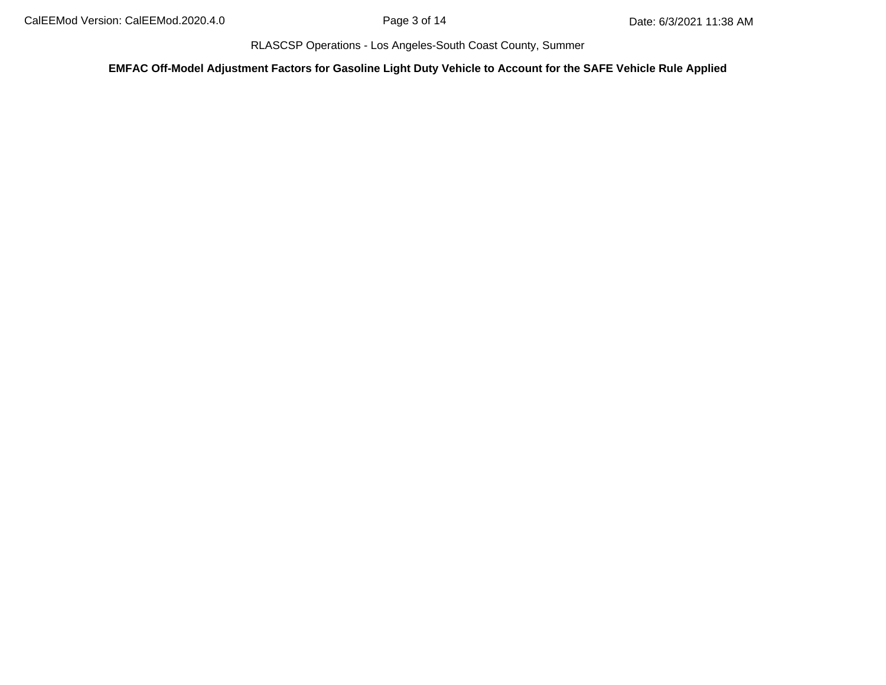**EMFAC Off-Model Adjustment Factors for Gasoline Light Duty Vehicle to Account for the SAFE Vehicle Rule Applied**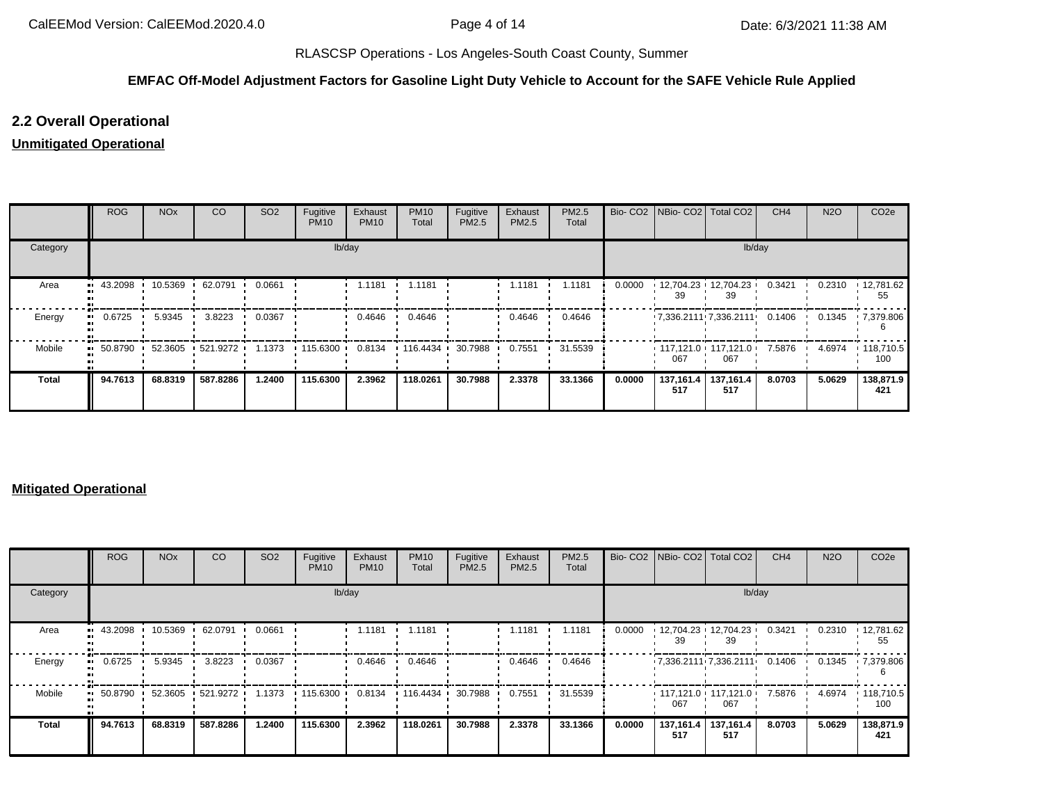**EMFAC Off-Model Adjustment Factors for Gasoline Light Duty Vehicle to Account for the SAFE Vehicle Rule Applied**

## 2.2 Overall Operational

### Unmitigated Operational

| | ROG | NOx | CO | SO2 | Fugitive PM10 | Exhaust PM10 | PM10 Total | Fugitive PM2.5 | Exhaust PM2.5 | PM2.5 Total | Bio- CO2 | NBio- CO2 | Total CO2 | CH4 | N2O | CO2e |
|---|---|---|---|---|---|---|---|---|---|---|---|---|---|---|---|---|
| Category | lb/day | | | | | | | | | | lb/day | | | | | |
| Area | 43.2098 | 10.5369 | 62.0791 | 0.0661 | | 1.1181 | 1.1181 | | 1.1181 | 1.1181 | 0.0000 | 12,704.2339 | 12,704.2339 | 0.3421 | 0.2310 | 12,781.6255 |
| Energy | 0.6725 | 5.9345 | 3.8223 | 0.0367 | | 0.4646 | 0.4646 | | 0.4646 | 0.4646 | | 7,336.2111 | 7,336.2111 | 0.1406 | 0.1345 | 7,379.8066 |
| Mobile | 50.8790 | 52.3605 | 521.9272 | 1.1373 | 115.6300 | 0.8134 | 116.4434 | 30.7988 | 0.7551 | 31.5539 | | 117,121.0067 | 117,121.0067 | 7.5876 | 4.6974 | 118,710.5100 |
| **Total** | **94.7613** | **68.8319** | **587.8286** | **1.2400** | **115.6300** | **2.3962** | **118.0261** | **30.7988** | **2.3378** | **33.1366** | **0.0000** | **137,161.4517** | **137,161.4517** | **8.0703** | **5.0629** | **138,871.9421** |

### Mitigated Operational

| | ROG | NOx | CO | SO2 | Fugitive PM10 | Exhaust PM10 | PM10 Total | Fugitive PM2.5 | Exhaust PM2.5 | PM2.5 Total | Bio- CO2 | NBio- CO2 | Total CO2 | CH4 | N2O | CO2e |
|---|---|---|---|---|---|---|---|---|---|---|---|---|---|---|---|---|
| Category | lb/day | | | | | | | | | | lb/day | | | | | |
| Area | 43.2098 | 10.5369 | 62.0791 | 0.0661 | | 1.1181 | 1.1181 | | 1.1181 | 1.1181 | 0.0000 | 12,704.2339 | 12,704.2339 | 0.3421 | 0.2310 | 12,781.6255 |
| Energy | 0.6725 | 5.9345 | 3.8223 | 0.0367 | | 0.4646 | 0.4646 | | 0.4646 | 0.4646 | | 7,336.2111 | 7,336.2111 | 0.1406 | 0.1345 | 7,379.8066 |
| Mobile | 50.8790 | 52.3605 | 521.9272 | 1.1373 | 115.6300 | 0.8134 | 116.4434 | 30.7988 | 0.7551 | 31.5539 | | 117,121.0067 | 117,121.0067 | 7.5876 | 4.6974 | 118,710.5100 |
| **Total** | **94.7613** | **68.8319** | **587.8286** | **1.2400** | **115.6300** | **2.3962** | **118.0261** | **30.7988** | **2.3378** | **33.1366** | **0.0000** | **137,161.4517** | **137,161.4517** | **8.0703** | **5.0629** | **138,871.9421** |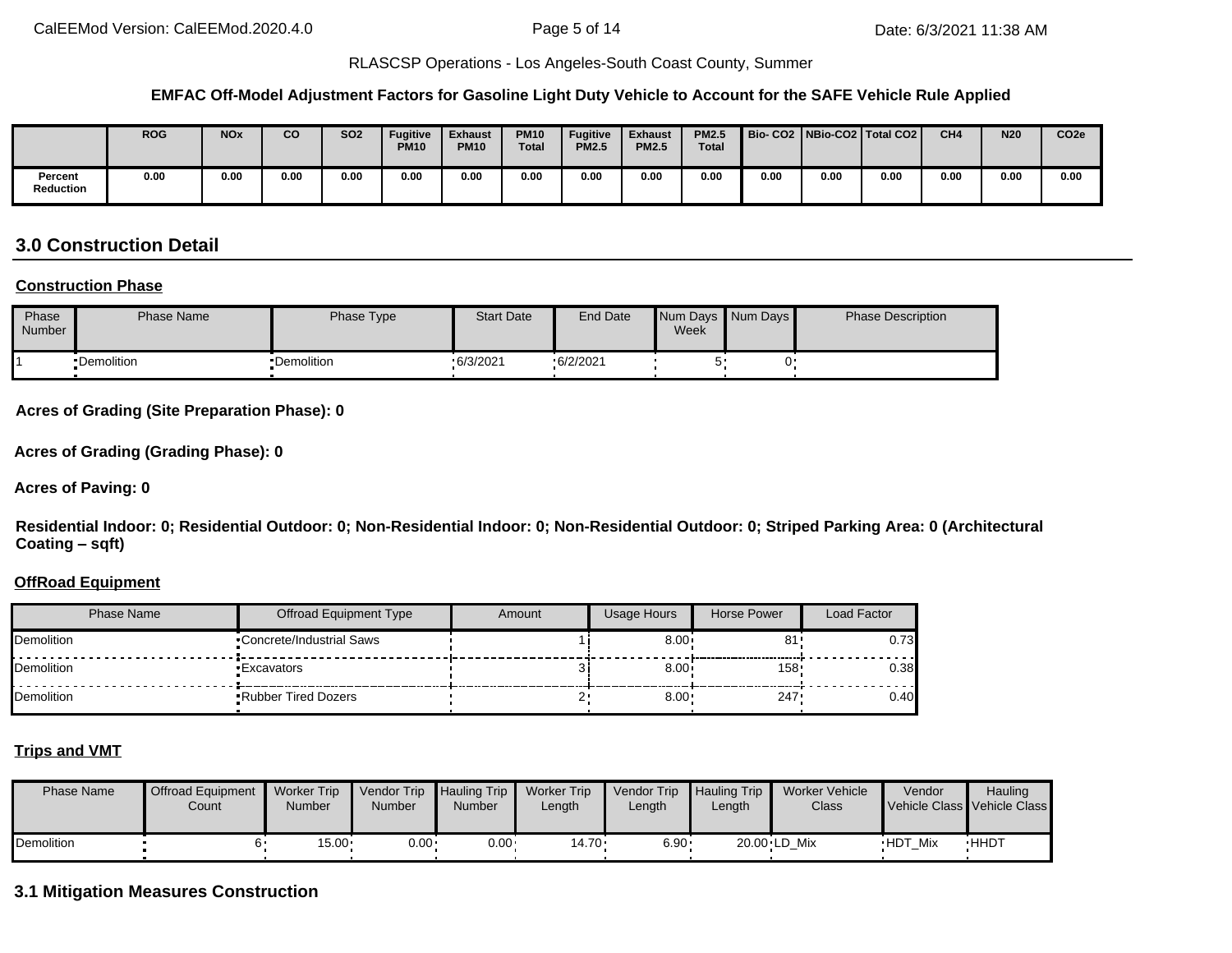RLASCSP Operations - Los Angeles-South Coast County, Summer

**EMFAC Off-Model Adjustment Factors for Gasoline Light Duty Vehicle to Account for the SAFE Vehicle Rule Applied**

| | ROG | NOx | CO | SO2 | Fugitive PM10 | Exhaust PM10 | PM10 Total | Fugitive PM2.5 | Exhaust PM2.5 | PM2.5 Total | Bio- CO2 | NBio-CO2 | Total CO2 | CH4 | N20 | CO2e |
|---|---|---|---|---|---|---|---|---|---|---|---|---|---|---|---|---|
| Percent Reduction | 0.00 | 0.00 | 0.00 | 0.00 | 0.00 | 0.00 | 0.00 | 0.00 | 0.00 | 0.00 | 0.00 | 0.00 | 0.00 | 0.00 | 0.00 | 0.00 |

## 3.0 Construction Detail

**Construction Phase**

| Phase Number | Phase Name | Phase Type | Start Date | End Date | Num Days Week | Num Days | Phase Description |
|---|---|---|---|---|---|---|---|
| 1 | Demolition | Demolition | 6/3/2021 | 6/2/2021 | 5 | 0 | |

**Acres of Grading (Site Preparation Phase): 0**

**Acres of Grading (Grading Phase): 0**

**Acres of Paving: 0**

**Residential Indoor: 0; Residential Outdoor: 0; Non-Residential Indoor: 0; Non-Residential Outdoor: 0; Striped Parking Area: 0 (Architectural Coating – sqft)**

**OffRoad Equipment**

| Phase Name | Offroad Equipment Type | Amount | Usage Hours | Horse Power | Load Factor |
|---|---|---|---|---|---|
| Demolition | Concrete/Industrial Saws | 1 | 8.00 | 81 | 0.73 |
| Demolition | Excavators | 3 | 8.00 | 158 | 0.38 |
| Demolition | Rubber Tired Dozers | 2 | 8.00 | 247 | 0.40 |

**Trips and VMT**

| Phase Name | Offroad Equipment Count | Worker Trip Number | Vendor Trip Number | Hauling Trip Number | Worker Trip Length | Vendor Trip Length | Hauling Trip Length | Worker Vehicle Class | Vendor Vehicle Class | Hauling Vehicle Class |
|---|---|---|---|---|---|---|---|---|---|---|
| Demolition | 6 | 15.00 | 0.00 | 0.00 | 14.70 | 6.90 | 20.00 | LD_Mix | HDT_Mix | HHDT |

## 3.1 Mitigation Measures Construction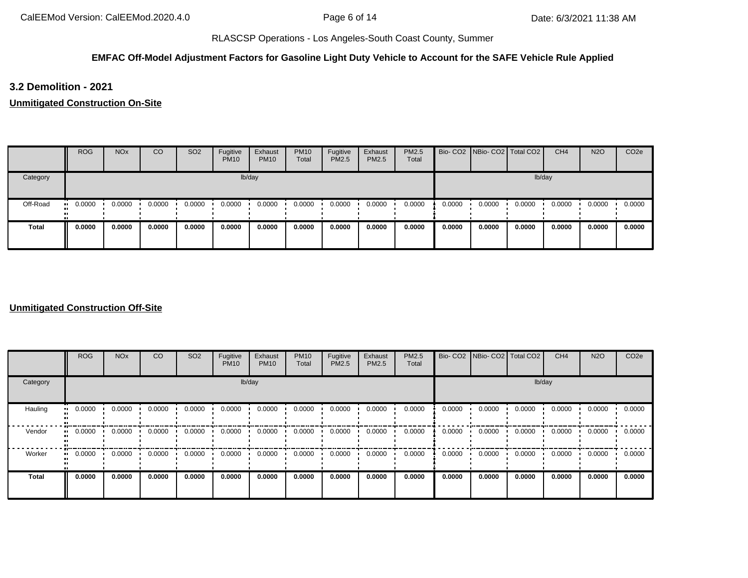RLASCSP Operations - Los Angeles-South Coast County, Summer

**EMFAC Off-Model Adjustment Factors for Gasoline Light Duty Vehicle to Account for the SAFE Vehicle Rule Applied**

### 3.2 Demolition - 2021

**Unmitigated Construction On-Site**

| | ROG | NOx | CO | SO2 | Fugitive PM10 | Exhaust PM10 | PM10 Total | Fugitive PM2.5 | Exhaust PM2.5 | PM2.5 Total | Bio- CO2 | NBio- CO2 | Total CO2 | CH4 | N2O | CO2e |
|---|---|---|---|---|---|---|---|---|---|---|---|---|---|---|---|---|
| Category | lb/day | | | | | | | | | | lb/day | | | | | |
| Off-Road | 0.0000 | 0.0000 | 0.0000 | 0.0000 | 0.0000 | 0.0000 | 0.0000 | 0.0000 | 0.0000 | 0.0000 | 0.0000 | 0.0000 | 0.0000 | 0.0000 | 0.0000 | 0.0000 |
| **Total** | **0.0000** | **0.0000** | **0.0000** | **0.0000** | **0.0000** | **0.0000** | **0.0000** | **0.0000** | **0.0000** | **0.0000** | **0.0000** | **0.0000** | **0.0000** | **0.0000** | **0.0000** | **0.0000** |

**Unmitigated Construction Off-Site**

| | ROG | NOx | CO | SO2 | Fugitive PM10 | Exhaust PM10 | PM10 Total | Fugitive PM2.5 | Exhaust PM2.5 | PM2.5 Total | Bio- CO2 | NBio- CO2 | Total CO2 | CH4 | N2O | CO2e |
|---|---|---|---|---|---|---|---|---|---|---|---|---|---|---|---|---|
| Category | lb/day | | | | | | | | | | lb/day | | | | | |
| Hauling | 0.0000 | 0.0000 | 0.0000 | 0.0000 | 0.0000 | 0.0000 | 0.0000 | 0.0000 | 0.0000 | 0.0000 | 0.0000 | 0.0000 | 0.0000 | 0.0000 | 0.0000 | 0.0000 |
| Vendor | 0.0000 | 0.0000 | 0.0000 | 0.0000 | 0.0000 | 0.0000 | 0.0000 | 0.0000 | 0.0000 | 0.0000 | 0.0000 | 0.0000 | 0.0000 | 0.0000 | 0.0000 | 0.0000 |
| Worker | 0.0000 | 0.0000 | 0.0000 | 0.0000 | 0.0000 | 0.0000 | 0.0000 | 0.0000 | 0.0000 | 0.0000 | 0.0000 | 0.0000 | 0.0000 | 0.0000 | 0.0000 | 0.0000 |
| **Total** | **0.0000** | **0.0000** | **0.0000** | **0.0000** | **0.0000** | **0.0000** | **0.0000** | **0.0000** | **0.0000** | **0.0000** | **0.0000** | **0.0000** | **0.0000** | **0.0000** | **0.0000** | **0.0000** |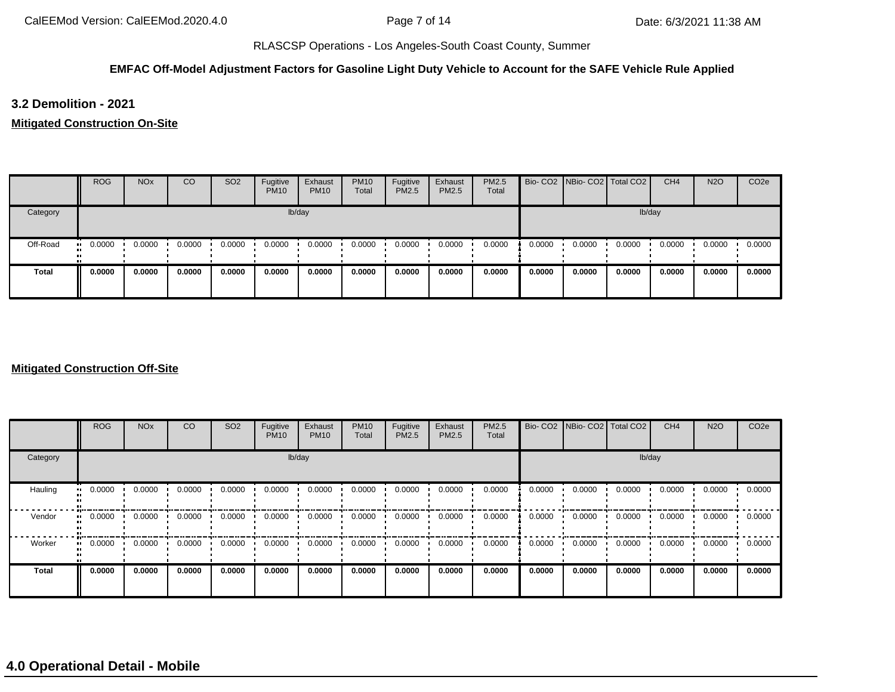**EMFAC Off-Model Adjustment Factors for Gasoline Light Duty Vehicle to Account for the SAFE Vehicle Rule Applied**

### 3.2 Demolition - 2021

**Mitigated Construction On-Site**

| | ROG | NOx | CO | SO2 | Fugitive PM10 | Exhaust PM10 | PM10 Total | Fugitive PM2.5 | Exhaust PM2.5 | PM2.5 Total | Bio- CO2 | NBio- CO2 | Total CO2 | CH4 | N2O | CO2e |
|---|---|---|---|---|---|---|---|---|---|---|---|---|---|---|---|---|
| Category | lb/day | | | | | | | | | | lb/day | | | | | |
| Off-Road | 0.0000 | 0.0000 | 0.0000 | 0.0000 | 0.0000 | 0.0000 | 0.0000 | 0.0000 | 0.0000 | 0.0000 | 0.0000 | 0.0000 | 0.0000 | 0.0000 | 0.0000 | 0.0000 |
| **Total** | **0.0000** | **0.0000** | **0.0000** | **0.0000** | **0.0000** | **0.0000** | **0.0000** | **0.0000** | **0.0000** | **0.0000** | **0.0000** | **0.0000** | **0.0000** | **0.0000** | **0.0000** | **0.0000** |

**Mitigated Construction Off-Site**

| | ROG | NOx | CO | SO2 | Fugitive PM10 | Exhaust PM10 | PM10 Total | Fugitive PM2.5 | Exhaust PM2.5 | PM2.5 Total | Bio- CO2 | NBio- CO2 | Total CO2 | CH4 | N2O | CO2e |
|---|---|---|---|---|---|---|---|---|---|---|---|---|---|---|---|---|
| Category | lb/day | | | | | | | | | | lb/day | | | | | |
| Hauling | 0.0000 | 0.0000 | 0.0000 | 0.0000 | 0.0000 | 0.0000 | 0.0000 | 0.0000 | 0.0000 | 0.0000 | 0.0000 | 0.0000 | 0.0000 | 0.0000 | 0.0000 | 0.0000 |
| Vendor | 0.0000 | 0.0000 | 0.0000 | 0.0000 | 0.0000 | 0.0000 | 0.0000 | 0.0000 | 0.0000 | 0.0000 | 0.0000 | 0.0000 | 0.0000 | 0.0000 | 0.0000 | 0.0000 |
| Worker | 0.0000 | 0.0000 | 0.0000 | 0.0000 | 0.0000 | 0.0000 | 0.0000 | 0.0000 | 0.0000 | 0.0000 | 0.0000 | 0.0000 | 0.0000 | 0.0000 | 0.0000 | 0.0000 |
| **Total** | **0.0000** | **0.0000** | **0.0000** | **0.0000** | **0.0000** | **0.0000** | **0.0000** | **0.0000** | **0.0000** | **0.0000** | **0.0000** | **0.0000** | **0.0000** | **0.0000** | **0.0000** | **0.0000** |

## 4.0 Operational Detail - Mobile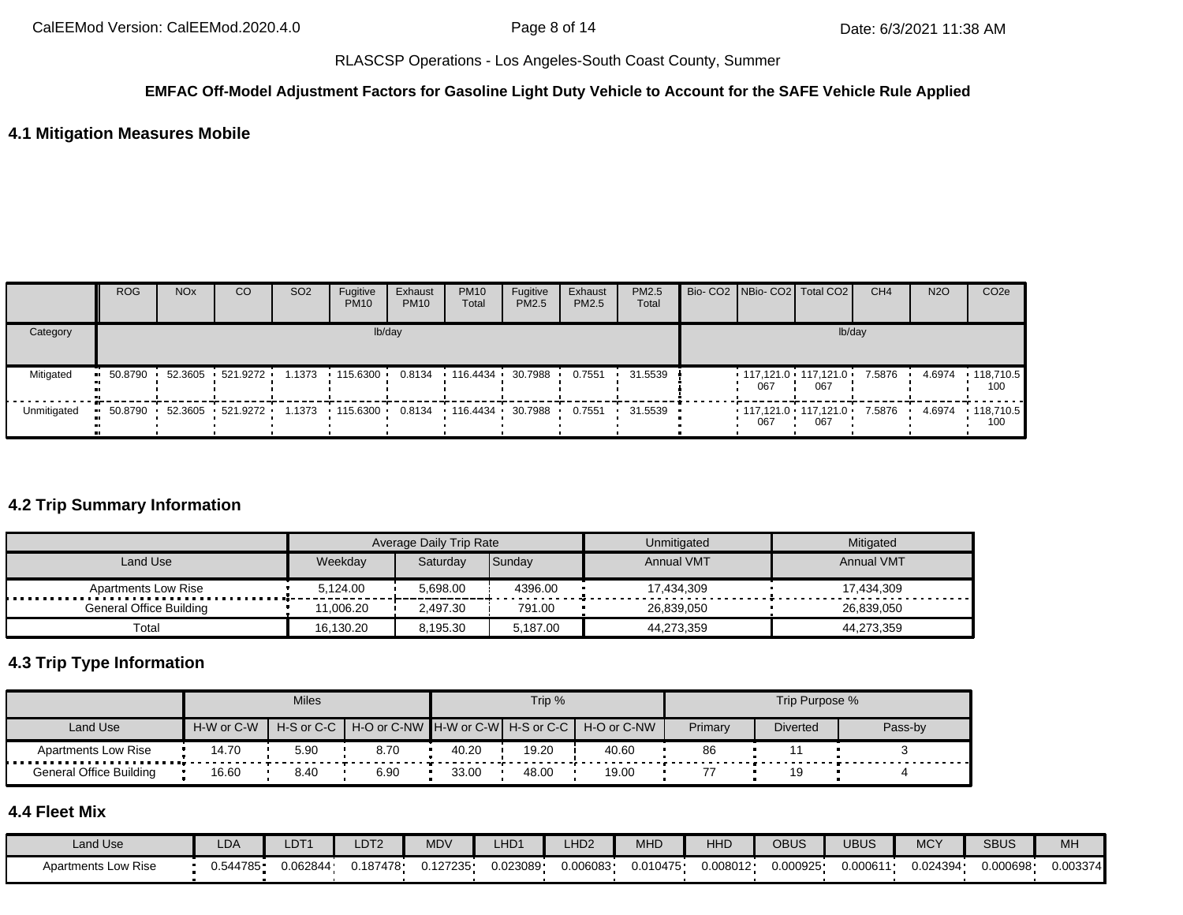RLASCSP Operations - Los Angeles-South Coast County, Summer

**EMFAC Off-Model Adjustment Factors for Gasoline Light Duty Vehicle to Account for the SAFE Vehicle Rule Applied**

## 4.1 Mitigation Measures Mobile

| | ROG | NOx | CO | SO2 | Fugitive PM10 | Exhaust PM10 | PM10 Total | Fugitive PM2.5 | Exhaust PM2.5 | PM2.5 Total | Bio- CO2 | NBio- CO2 | Total CO2 | CH4 | N2O | CO2e |
|---|---|---|---|---|---|---|---|---|---|---|---|---|---|---|---|---|
| Category | lb/day | | | | | | | | | | lb/day | | | | | |
| Mitigated | 50.8790 | 52.3605 | 521.9272 | 1.1373 | 115.6300 | 0.8134 | 116.4434 | 30.7988 | 0.7551 | 31.5539 | | 117,121.0067 | 117,121.0067 | 7.5876 | 4.6974 | 118,710.5100 |
| Unmitigated | 50.8790 | 52.3605 | 521.9272 | 1.1373 | 115.6300 | 0.8134 | 116.4434 | 30.7988 | 0.7551 | 31.5539 | | 117,121.0067 | 117,121.0067 | 7.5876 | 4.6974 | 118,710.5100 |

## 4.2 Trip Summary Information

| | Average Daily Trip Rate | | | Unmitigated | Mitigated |
|---|---|---|---|---|---|
| Land Use | Weekday | Saturday | Sunday | Annual VMT | Annual VMT |
| Apartments Low Rise | 5,124.00 | 5,698.00 | 4396.00 | 17,434,309 | 17,434,309 |
| General Office Building | 11,006.20 | 2,497.30 | 791.00 | 26,839,050 | 26,839,050 |
| Total | 16,130.20 | 8,195.30 | 5,187.00 | 44,273,359 | 44,273,359 |

## 4.3 Trip Type Information

| | Miles | | | Trip % | | | Trip Purpose % | | |
|---|---|---|---|---|---|---|---|---|---|
| Land Use | H-W or C-W | H-S or C-C | H-O or C-NW | H-W or C-W | H-S or C-C | H-O or C-NW | Primary | Diverted | Pass-by |
| Apartments Low Rise | 14.70 | 5.90 | 8.70 | 40.20 | 19.20 | 40.60 | 86 | 11 | 3 |
| General Office Building | 16.60 | 8.40 | 6.90 | 33.00 | 48.00 | 19.00 | 77 | 19 | 4 |

## 4.4 Fleet Mix

| Land Use | LDA | LDT1 | LDT2 | MDV | LHD1 | LHD2 | MHD | HHD | OBUS | UBUS | MCY | SBUS | MH |
|---|---|---|---|---|---|---|---|---|---|---|---|---|---|
| Apartments Low Rise | 0.544785 | 0.062844 | 0.187478 | 0.127235 | 0.023089 | 0.006083 | 0.010475 | 0.008012 | 0.000925 | 0.000611 | 0.024394 | 0.000698 | 0.003374 |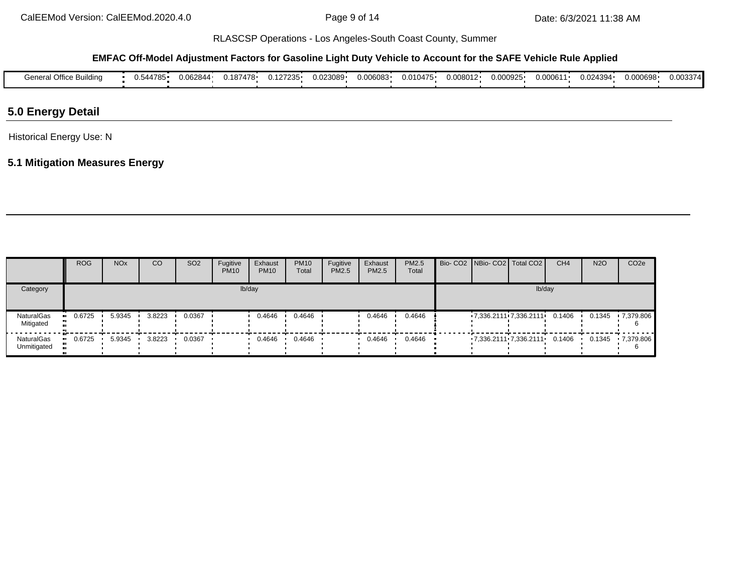RLASCSP Operations - Los Angeles-South Coast County, Summer

**EMFAC Off-Model Adjustment Factors for Gasoline Light Duty Vehicle to Account for the SAFE Vehicle Rule Applied**

| General Office Building | 0.544785 | 0.062844 | 0.187478 | 0.127235 | 0.023089 | 0.006083 | 0.010475 | 0.008012 | 0.000925 | 0.000611 | 0.024394 | 0.000698 | 0.003374 |
|---|---|---|---|---|---|---|---|---|---|---|---|---|---|

## 5.0 Energy Detail

Historical Energy Use: N

### 5.1 Mitigation Measures Energy

| | ROG | NOx | CO | SO2 | Fugitive PM10 | Exhaust PM10 | PM10 Total | Fugitive PM2.5 | Exhaust PM2.5 | PM2.5 Total | Bio- CO2 | NBio- CO2 | Total CO2 | CH4 | N2O | CO2e |
|---|---|---|---|---|---|---|---|---|---|---|---|---|---|---|---|---|
| Category | lb/day | | | | | | | | | | lb/day | | | | | |
| NaturalGas Mitigated | 0.6725 | 5.9345 | 3.8223 | 0.0367 | | 0.4646 | 0.4646 | | 0.4646 | 0.4646 | | 7,336.2111 | 7,336.2111 | 0.1406 | 0.1345 | 7,379.8066 |
| NaturalGas Unmitigated | 0.6725 | 5.9345 | 3.8223 | 0.0367 | | 0.4646 | 0.4646 | | 0.4646 | 0.4646 | | 7,336.2111 | 7,336.2111 | 0.1406 | 0.1345 | 7,379.8066 |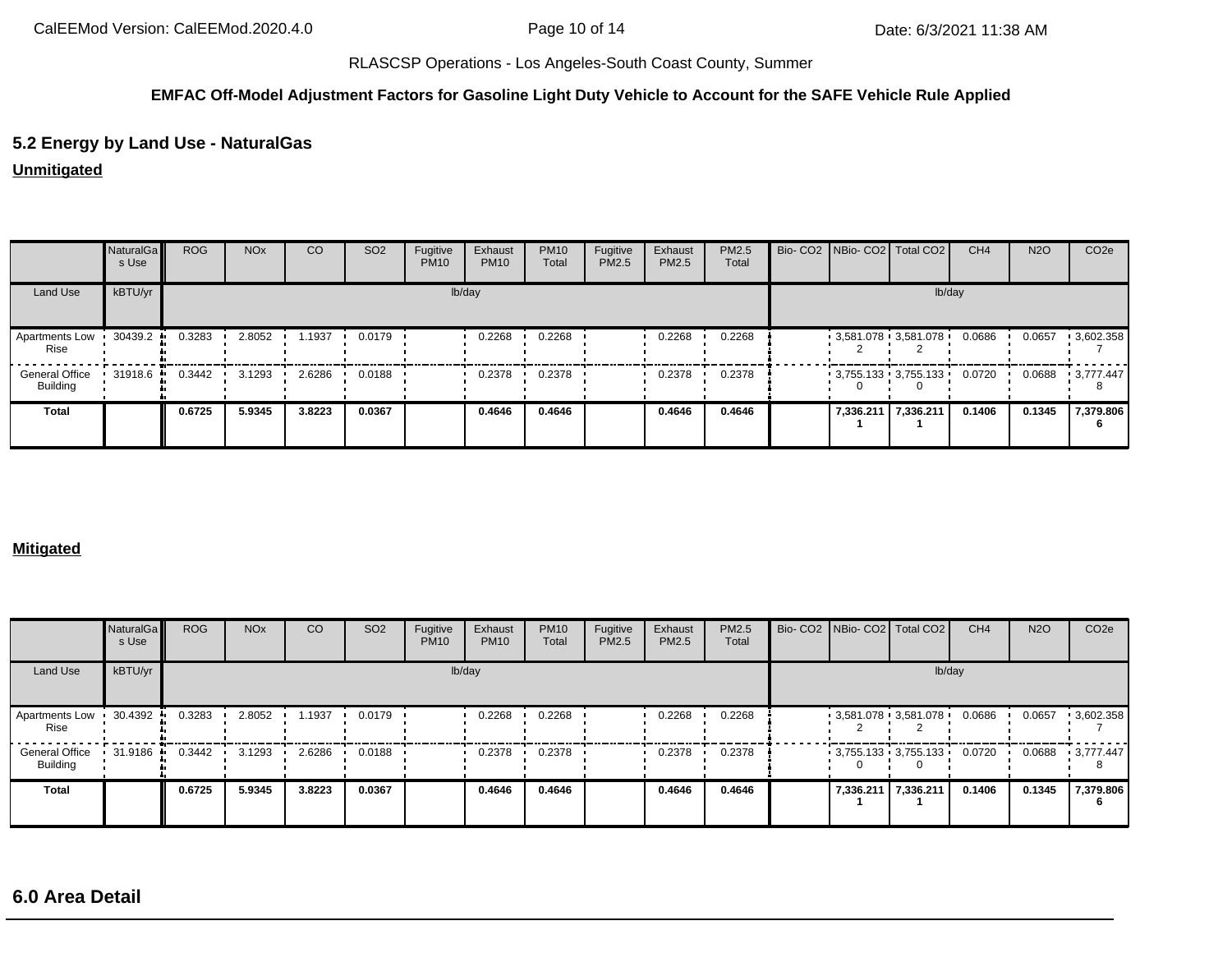RLASCSP Operations - Los Angeles-South Coast County, Summer

**EMFAC Off-Model Adjustment Factors for Gasoline Light Duty Vehicle to Account for the SAFE Vehicle Rule Applied**

## 5.2 Energy by Land Use - NaturalGas

**Unmitigated**

| | NaturalGas Use | ROG | NOx | CO | SO2 | Fugitive PM10 | Exhaust PM10 | PM10 Total | Fugitive PM2.5 | Exhaust PM2.5 | PM2.5 Total | Bio- CO2 | NBio- CO2 | Total CO2 | CH4 | N2O | CO2e |
|---|---|---|---|---|---|---|---|---|---|---|---|---|---|---|---|---|---|
| Land Use | kBTU/yr | lb/day | | | | | | | | | | lb/day | | | | | |
| Apartments Low Rise | 30439.2 | 0.3283 | 2.8052 | 1.1937 | 0.0179 | | 0.2268 | 0.2268 | | 0.2268 | 0.2268 | | 3,581.0782 | 3,581.0782 | 0.0686 | 0.0657 | 3,602.3587 |
| General Office Building | 31918.6 | 0.3442 | 3.1293 | 2.6286 | 0.0188 | | 0.2378 | 0.2378 | | 0.2378 | 0.2378 | | 3,755.1330 | 3,755.1330 | 0.0720 | 0.0688 | 3,777.4478 |
| **Total** | | **0.6725** | **5.9345** | **3.8223** | **0.0367** | | **0.4646** | **0.4646** | | **0.4646** | **0.4646** | | **7,336.2111** | **7,336.2111** | **0.1406** | **0.1345** | **7,379.8066** |

**Mitigated**

| | NaturalGas Use | ROG | NOx | CO | SO2 | Fugitive PM10 | Exhaust PM10 | PM10 Total | Fugitive PM2.5 | Exhaust PM2.5 | PM2.5 Total | Bio- CO2 | NBio- CO2 | Total CO2 | CH4 | N2O | CO2e |
|---|---|---|---|---|---|---|---|---|---|---|---|---|---|---|---|---|---|
| Land Use | kBTU/yr | lb/day | | | | | | | | | | lb/day | | | | | |
| Apartments Low Rise | 30.4392 | 0.3283 | 2.8052 | 1.1937 | 0.0179 | | 0.2268 | 0.2268 | | 0.2268 | 0.2268 | | 3,581.0782 | 3,581.0782 | 0.0686 | 0.0657 | 3,602.3587 |
| General Office Building | 31.9186 | 0.3442 | 3.1293 | 2.6286 | 0.0188 | | 0.2378 | 0.2378 | | 0.2378 | 0.2378 | | 3,755.1330 | 3,755.1330 | 0.0720 | 0.0688 | 3,777.4478 |
| **Total** | | **0.6725** | **5.9345** | **3.8223** | **0.0367** | | **0.4646** | **0.4646** | | **0.4646** | **0.4646** | | **7,336.2111** | **7,336.2111** | **0.1406** | **0.1345** | **7,379.8066** |

## 6.0 Area Detail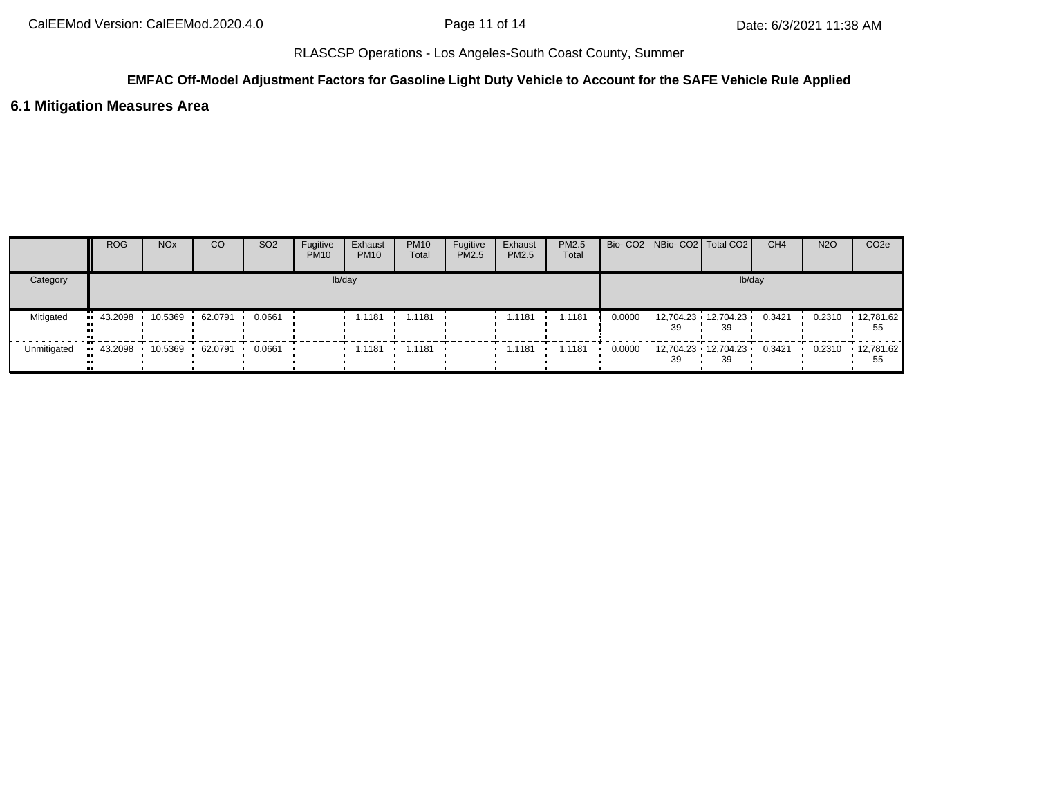**EMFAC Off-Model Adjustment Factors for Gasoline Light Duty Vehicle to Account for the SAFE Vehicle Rule Applied**

## 6.1 Mitigation Measures Area

| | ROG | NOx | CO | SO2 | Fugitive PM10 | Exhaust PM10 | PM10 Total | Fugitive PM2.5 | Exhaust PM2.5 | PM2.5 Total | Bio- CO2 | NBio- CO2 | Total CO2 | CH4 | N2O | CO2e |
|---|---|---|---|---|---|---|---|---|---|---|---|---|---|---|---|---|
| Category | lb/day | | | | | | | | | | lb/day | | | | | |
| Mitigated | 43.2098 | 10.5369 | 62.0791 | 0.0661 | | 1.1181 | 1.1181 | | 1.1181 | 1.1181 | 0.0000 | 12,704.2339 | 12,704.2339 | 0.3421 | 0.2310 | 12,781.6255 |
| Unmitigated | 43.2098 | 10.5369 | 62.0791 | 0.0661 | | 1.1181 | 1.1181 | | 1.1181 | 1.1181 | 0.0000 | 12,704.2339 | 12,704.2339 | 0.3421 | 0.2310 | 12,781.6255 |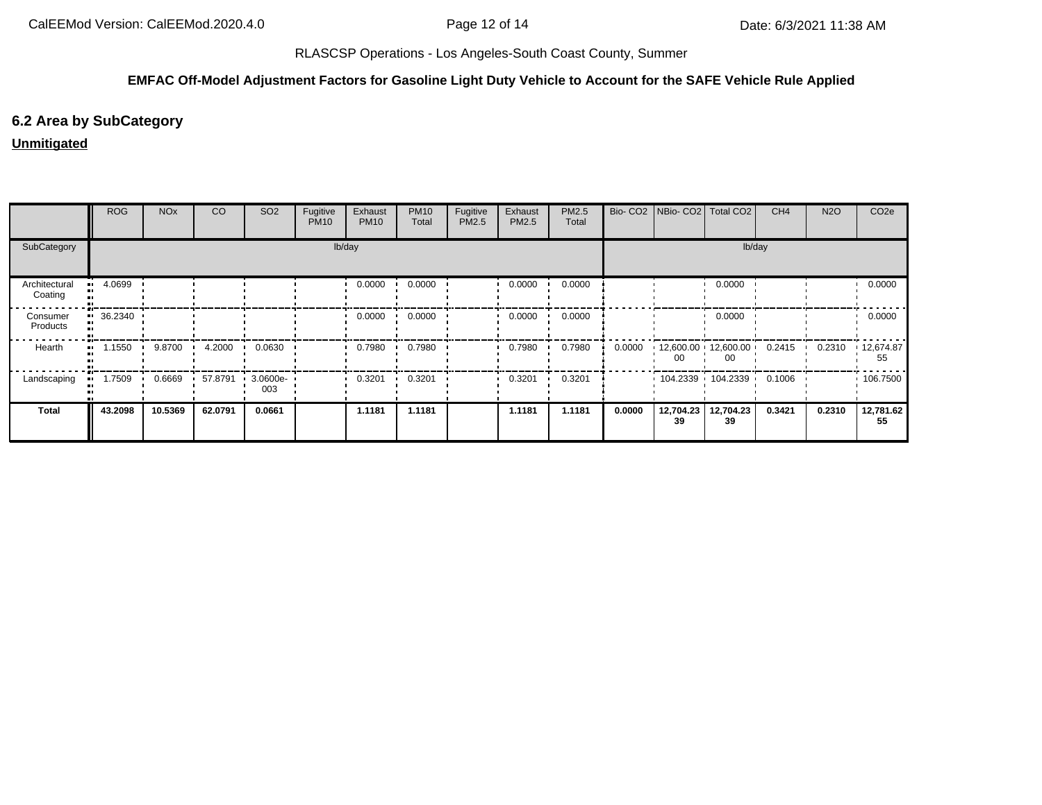RLASCSP Operations - Los Angeles-South Coast County, Summer

**EMFAC Off-Model Adjustment Factors for Gasoline Light Duty Vehicle to Account for the SAFE Vehicle Rule Applied**

## 6.2 Area by SubCategory

**Unmitigated**

| | ROG | NOx | CO | SO2 | Fugitive PM10 | Exhaust PM10 | PM10 Total | Fugitive PM2.5 | Exhaust PM2.5 | PM2.5 Total | Bio- CO2 | NBio- CO2 | Total CO2 | CH4 | N2O | CO2e |
|---|---|---|---|---|---|---|---|---|---|---|---|---|---|---|---|---|
| SubCategory | lb/day | | | | | | | | | | lb/day | | | | | |
| Architectural Coating | 4.0699 | | | | | 0.0000 | 0.0000 | | 0.0000 | 0.0000 | | | 0.0000 | | | 0.0000 |
| Consumer Products | 36.2340 | | | | | 0.0000 | 0.0000 | | 0.0000 | 0.0000 | | | 0.0000 | | | 0.0000 |
| Hearth | 1.1550 | 9.8700 | 4.2000 | 0.0630 | | 0.7980 | 0.7980 | | 0.7980 | 0.7980 | 0.0000 | 12,600.0000 | 12,600.0000 | 0.2415 | 0.2310 | 12,674.8755 |
| Landscaping | 1.7509 | 0.6669 | 57.8791 | 3.0600e-003 | | 0.3201 | 0.3201 | | 0.3201 | 0.3201 | | 104.2339 | 104.2339 | 0.1006 | | 106.7500 |
| **Total** | **43.2098** | **10.5369** | **62.0791** | **0.0661** | | **1.1181** | **1.1181** | | **1.1181** | **1.1181** | **0.0000** | **12,704.2339** | **12,704.2339** | **0.3421** | **0.2310** | **12,781.6255** |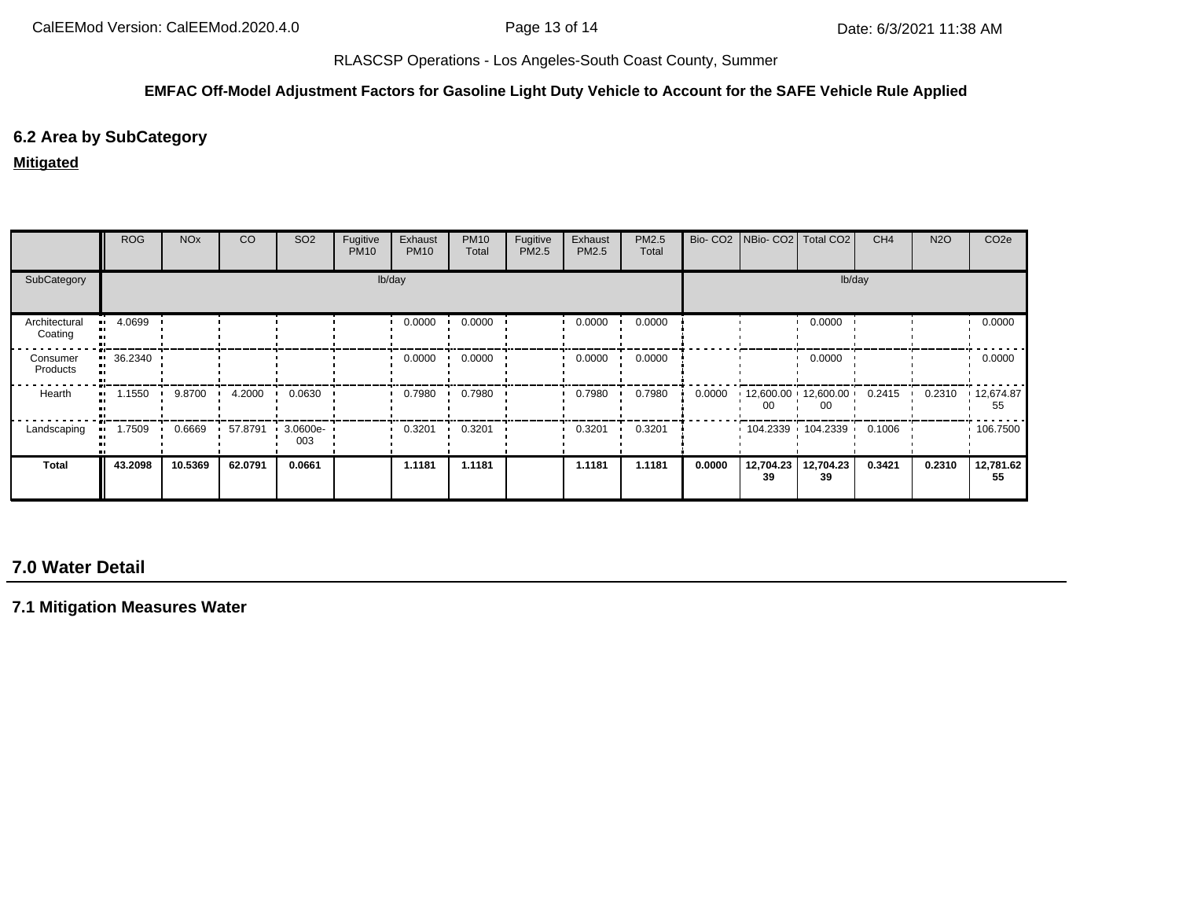RLASCSP Operations - Los Angeles-South Coast County, Summer

**EMFAC Off-Model Adjustment Factors for Gasoline Light Duty Vehicle to Account for the SAFE Vehicle Rule Applied**

## 6.2 Area by SubCategory

**Mitigated**

| | ROG | NOx | CO | SO2 | Fugitive PM10 | Exhaust PM10 | PM10 Total | Fugitive PM2.5 | Exhaust PM2.5 | PM2.5 Total | Bio- CO2 | NBio- CO2 | Total CO2 | CH4 | N2O | CO2e |
|---|---|---|---|---|---|---|---|---|---|---|---|---|---|---|---|---|
| SubCategory | lb/day | | | | | | | | | | lb/day | | | | | |
| Architectural Coating | 4.0699 | | | | | 0.0000 | 0.0000 | | 0.0000 | 0.0000 | | | 0.0000 | | | 0.0000 |
| Consumer Products | 36.2340 | | | | | 0.0000 | 0.0000 | | 0.0000 | 0.0000 | | | 0.0000 | | | 0.0000 |
| Hearth | 1.1550 | 9.8700 | 4.2000 | 0.0630 | | 0.7980 | 0.7980 | | 0.7980 | 0.7980 | 0.0000 | 12,600.0000 | 12,600.0000 | 0.2415 | 0.2310 | 12,674.8755 |
| Landscaping | 1.7509 | 0.6669 | 57.8791 | 3.0600e-003 | | 0.3201 | 0.3201 | | 0.3201 | 0.3201 | | 104.2339 | 104.2339 | 0.1006 | | 106.7500 |
| **Total** | **43.2098** | **10.5369** | **62.0791** | **0.0661** | | **1.1181** | **1.1181** | | **1.1181** | **1.1181** | **0.0000** | **12,704.2339** | **12,704.2339** | **0.3421** | **0.2310** | **12,781.6255** |

## 7.0 Water Detail

### 7.1 Mitigation Measures Water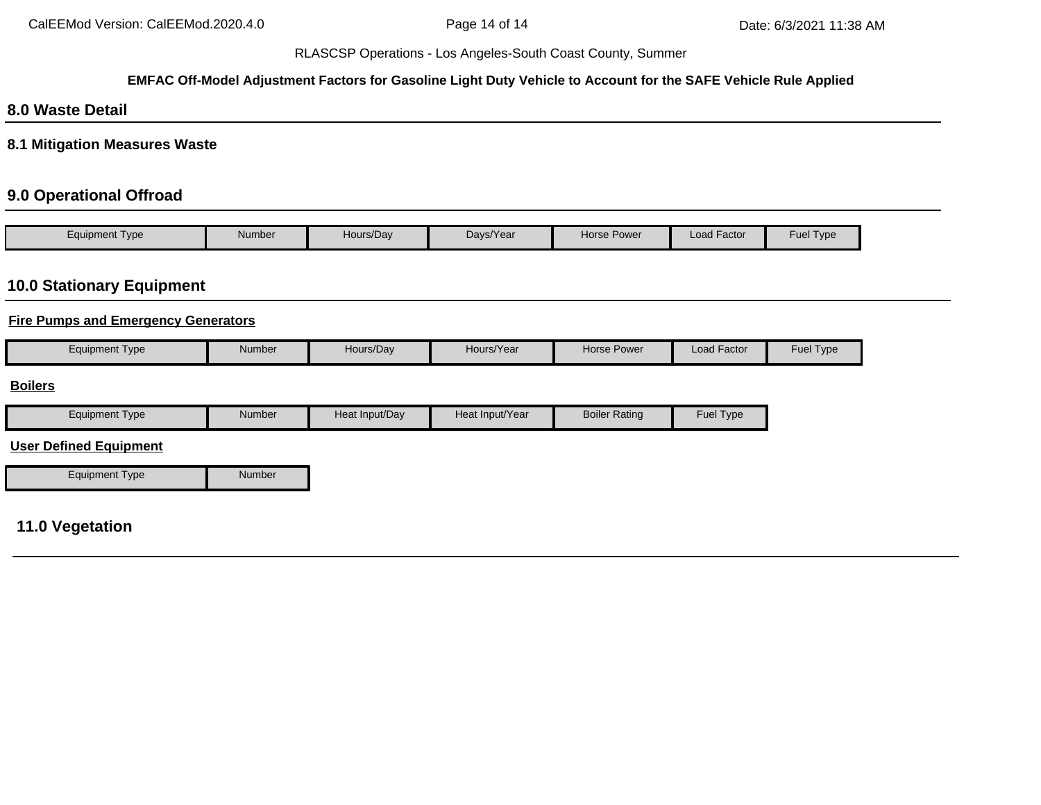## 8.0 Waste Detail

### 8.1 Mitigation Measures Waste

## 9.0 Operational Offroad

| Equipment Type | Number | Hours/Day | Days/Year | Horse Power | Load Factor | Fuel Type |
|---|---|---|---|---|---|---|

## 10.0 Stationary Equipment

**Fire Pumps and Emergency Generators**

| Equipment Type | Number | Hours/Day | Hours/Year | Horse Power | Load Factor | Fuel Type |
|---|---|---|---|---|---|---|

**Boilers**

| Equipment Type | Number | Heat Input/Day | Heat Input/Year | Boiler Rating | Fuel Type |
|---|---|---|---|---|---|

**User Defined Equipment**

| Equipment Type | Number |
|---|---|

## 11.0 Vegetation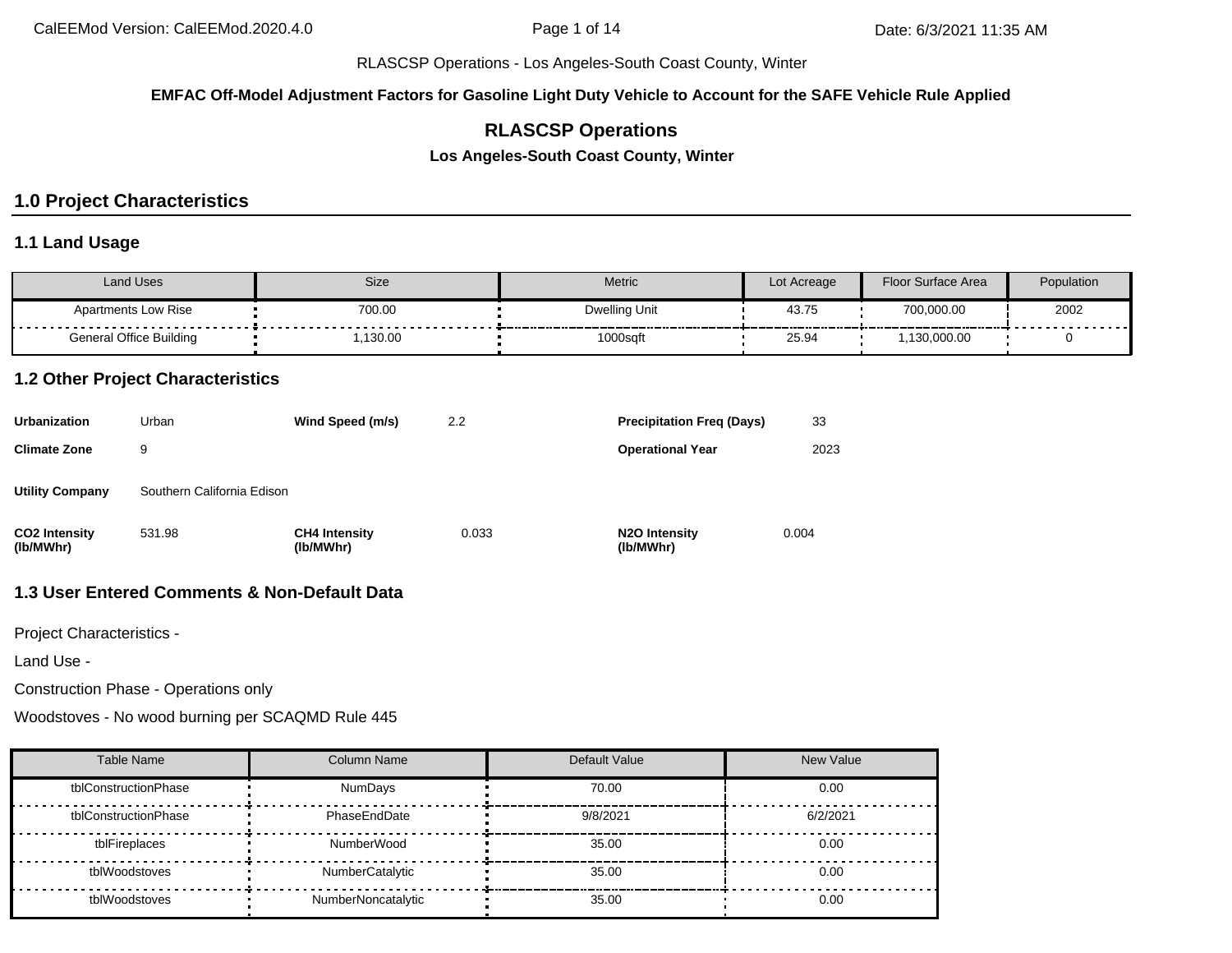RLASCSP Operations - Los Angeles-South Coast County, Winter

**EMFAC Off-Model Adjustment Factors for Gasoline Light Duty Vehicle to Account for the SAFE Vehicle Rule Applied**

# RLASCSP Operations

**Los Angeles-South Coast County, Winter**

## 1.0 Project Characteristics

### 1.1 Land Usage

| Land Uses | Size | Metric | Lot Acreage | Floor Surface Area | Population |
|---|---|---|---|---|---|
| Apartments Low Rise | 700.00 | Dwelling Unit | 43.75 | 700,000.00 | 2002 |
| General Office Building | 1,130.00 | 1000sqft | 25.94 | 1,130,000.00 | 0 |

### 1.2 Other Project Characteristics

| | | | | | |
|---|---|---|---|---|---|
| **Urbanization** | Urban | **Wind Speed (m/s)** | 2.2 | **Precipitation Freq (Days)** | 33 |
| **Climate Zone** | 9 | | | **Operational Year** | 2023 |
| **Utility Company** | Southern California Edison | | | | |
| **CO2 Intensity (lb/MWhr)** | 531.98 | **CH4 Intensity (lb/MWhr)** | 0.033 | **N2O Intensity (lb/MWhr)** | 0.004 |

### 1.3 User Entered Comments & Non-Default Data

Project Characteristics -

Land Use -

Construction Phase - Operations only

Woodstoves - No wood burning per SCAQMD Rule 445

| Table Name | Column Name | Default Value | New Value |
|---|---|---|---|
| tblConstructionPhase | NumDays | 70.00 | 0.00 |
| tblConstructionPhase | PhaseEndDate | 9/8/2021 | 6/2/2021 |
| tblFireplaces | NumberWood | 35.00 | 0.00 |
| tblWoodstoves | NumberCatalytic | 35.00 | 0.00 |
| tblWoodstoves | NumberNoncatalytic | 35.00 | 0.00 |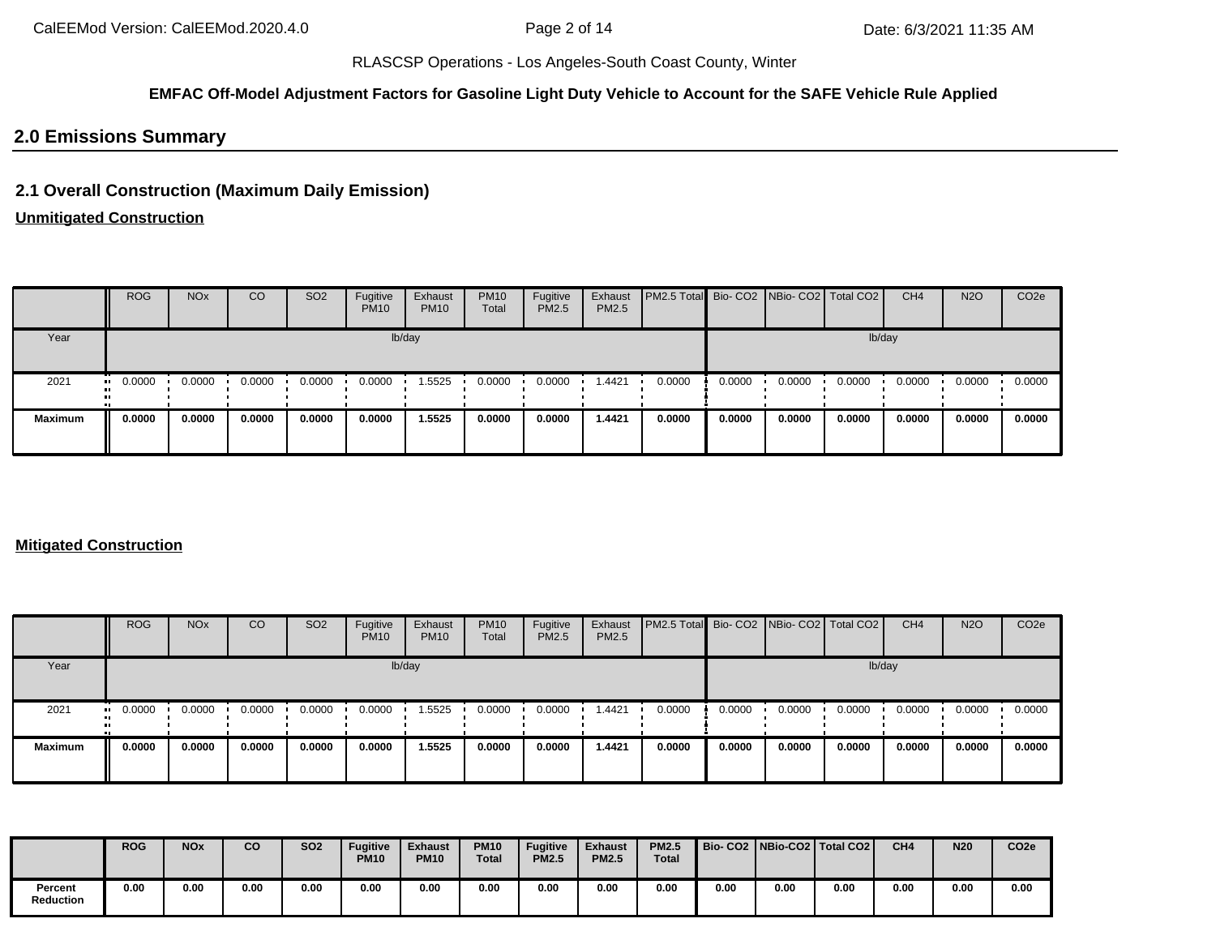RLASCSP Operations - Los Angeles-South Coast County, Winter

**EMFAC Off-Model Adjustment Factors for Gasoline Light Duty Vehicle to Account for the SAFE Vehicle Rule Applied**

## 2.0 Emissions Summary

### 2.1 Overall Construction (Maximum Daily Emission)

**Unmitigated Construction**

| | ROG | NOx | CO | SO2 | Fugitive PM10 | Exhaust PM10 | PM10 Total | Fugitive PM2.5 | Exhaust PM2.5 | PM2.5 Total | Bio- CO2 | NBio- CO2 | Total CO2 | CH4 | N2O | CO2e |
|---|---|---|---|---|---|---|---|---|---|---|---|---|---|---|---|---|
| Year | lb/day | | | | | | | | | | lb/day | | | | | |
| 2021 | 0.0000 | 0.0000 | 0.0000 | 0.0000 | 0.0000 | 1.5525 | 0.0000 | 0.0000 | 1.4421 | 0.0000 | 0.0000 | 0.0000 | 0.0000 | 0.0000 | 0.0000 | 0.0000 |
| **Maximum** | **0.0000** | **0.0000** | **0.0000** | **0.0000** | **0.0000** | **1.5525** | **0.0000** | **0.0000** | **1.4421** | **0.0000** | **0.0000** | **0.0000** | **0.0000** | **0.0000** | **0.0000** | **0.0000** |

**Mitigated Construction**

| | ROG | NOx | CO | SO2 | Fugitive PM10 | Exhaust PM10 | PM10 Total | Fugitive PM2.5 | Exhaust PM2.5 | PM2.5 Total | Bio- CO2 | NBio- CO2 | Total CO2 | CH4 | N2O | CO2e |
|---|---|---|---|---|---|---|---|---|---|---|---|---|---|---|---|---|
| Year | lb/day | | | | | | | | | | lb/day | | | | | |
| 2021 | 0.0000 | 0.0000 | 0.0000 | 0.0000 | 0.0000 | 1.5525 | 0.0000 | 0.0000 | 1.4421 | 0.0000 | 0.0000 | 0.0000 | 0.0000 | 0.0000 | 0.0000 | 0.0000 |
| **Maximum** | **0.0000** | **0.0000** | **0.0000** | **0.0000** | **0.0000** | **1.5525** | **0.0000** | **0.0000** | **1.4421** | **0.0000** | **0.0000** | **0.0000** | **0.0000** | **0.0000** | **0.0000** | **0.0000** |

| | **ROG** | **NOx** | **CO** | **SO2** | **Fugitive PM10** | **Exhaust PM10** | **PM10 Total** | **Fugitive PM2.5** | **Exhaust PM2.5** | **PM2.5 Total** | **Bio- CO2** | **NBio-CO2** | **Total CO2** | **CH4** | **N20** | **CO2e** |
|---|---|---|---|---|---|---|---|---|---|---|---|---|---|---|---|---|
| **Percent Reduction** | **0.00** | **0.00** | **0.00** | **0.00** | **0.00** | **0.00** | **0.00** | **0.00** | **0.00** | **0.00** | **0.00** | **0.00** | **0.00** | **0.00** | **0.00** | **0.00** |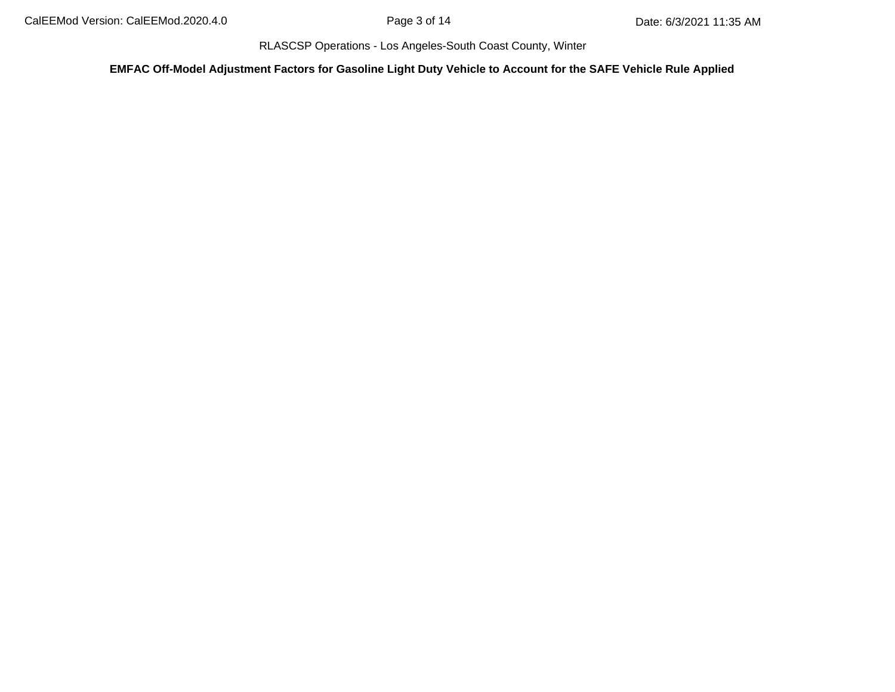**EMFAC Off-Model Adjustment Factors for Gasoline Light Duty Vehicle to Account for the SAFE Vehicle Rule Applied**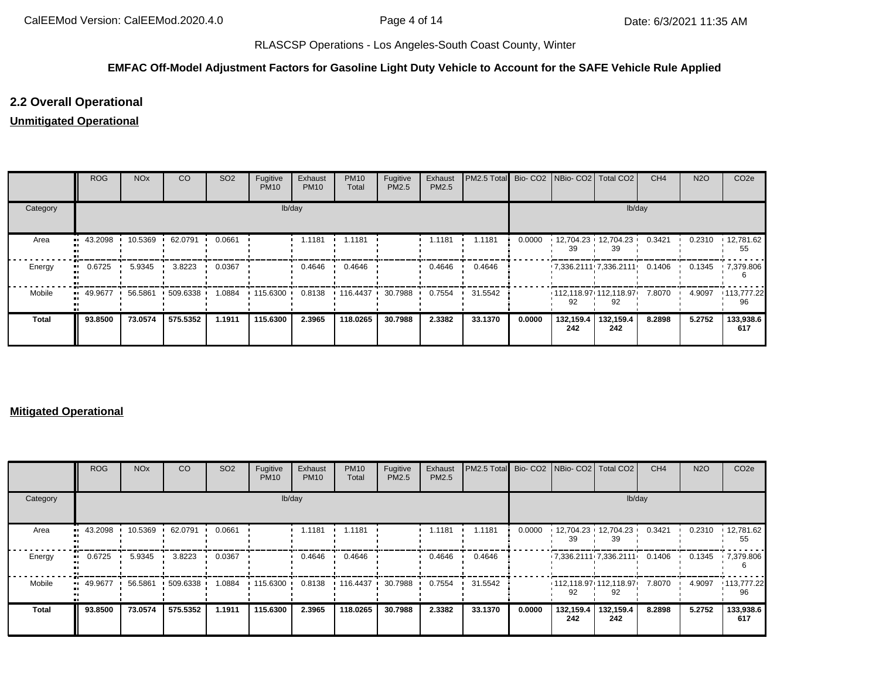RLASCSP Operations - Los Angeles-South Coast County, Winter

**EMFAC Off-Model Adjustment Factors for Gasoline Light Duty Vehicle to Account for the SAFE Vehicle Rule Applied**

## 2.2 Overall Operational

### Unmitigated Operational

| | ROG | NOx | CO | SO2 | Fugitive PM10 | Exhaust PM10 | PM10 Total | Fugitive PM2.5 | Exhaust PM2.5 | PM2.5 Total | Bio- CO2 | NBio- CO2 | Total CO2 | CH4 | N2O | CO2e |
|---|---|---|---|---|---|---|---|---|---|---|---|---|---|---|---|---|
| Category | lb/day | | | | | | | | | | lb/day | | | | | |
| Area | 43.2098 | 10.5369 | 62.0791 | 0.0661 | | 1.1181 | 1.1181 | | 1.1181 | 1.1181 | 0.0000 | 12,704.2339 | 12,704.2339 | 0.3421 | 0.2310 | 12,781.6255 |
| Energy | 0.6725 | 5.9345 | 3.8223 | 0.0367 | | 0.4646 | 0.4646 | | 0.4646 | 0.4646 | | 7,336.2111 | 7,336.2111 | 0.1406 | 0.1345 | 7,379.8066 |
| Mobile | 49.9677 | 56.5861 | 509.6338 | 1.0884 | 115.6300 | 0.8138 | 116.4437 | 30.7988 | 0.7554 | 31.5542 | | 112,118.9792 | 112,118.9792 | 7.8070 | 4.9097 | 113,777.2296 |
| **Total** | **93.8500** | **73.0574** | **575.5352** | **1.1911** | **115.6300** | **2.3965** | **118.0265** | **30.7988** | **2.3382** | **33.1370** | **0.0000** | **132,159.4242** | **132,159.4242** | **8.2898** | **5.2752** | **133,938.6617** |

### Mitigated Operational

| | ROG | NOx | CO | SO2 | Fugitive PM10 | Exhaust PM10 | PM10 Total | Fugitive PM2.5 | Exhaust PM2.5 | PM2.5 Total | Bio- CO2 | NBio- CO2 | Total CO2 | CH4 | N2O | CO2e |
|---|---|---|---|---|---|---|---|---|---|---|---|---|---|---|---|---|
| Category | lb/day | | | | | | | | | | lb/day | | | | | |
| Area | 43.2098 | 10.5369 | 62.0791 | 0.0661 | | 1.1181 | 1.1181 | | 1.1181 | 1.1181 | 0.0000 | 12,704.2339 | 12,704.2339 | 0.3421 | 0.2310 | 12,781.6255 |
| Energy | 0.6725 | 5.9345 | 3.8223 | 0.0367 | | 0.4646 | 0.4646 | | 0.4646 | 0.4646 | | 7,336.2111 | 7,336.2111 | 0.1406 | 0.1345 | 7,379.8066 |
| Mobile | 49.9677 | 56.5861 | 509.6338 | 1.0884 | 115.6300 | 0.8138 | 116.4437 | 30.7988 | 0.7554 | 31.5542 | | 112,118.9792 | 112,118.9792 | 7.8070 | 4.9097 | 113,777.2296 |
| **Total** | **93.8500** | **73.0574** | **575.5352** | **1.1911** | **115.6300** | **2.3965** | **118.0265** | **30.7988** | **2.3382** | **33.1370** | **0.0000** | **132,159.4242** | **132,159.4242** | **8.2898** | **5.2752** | **133,938.6617** |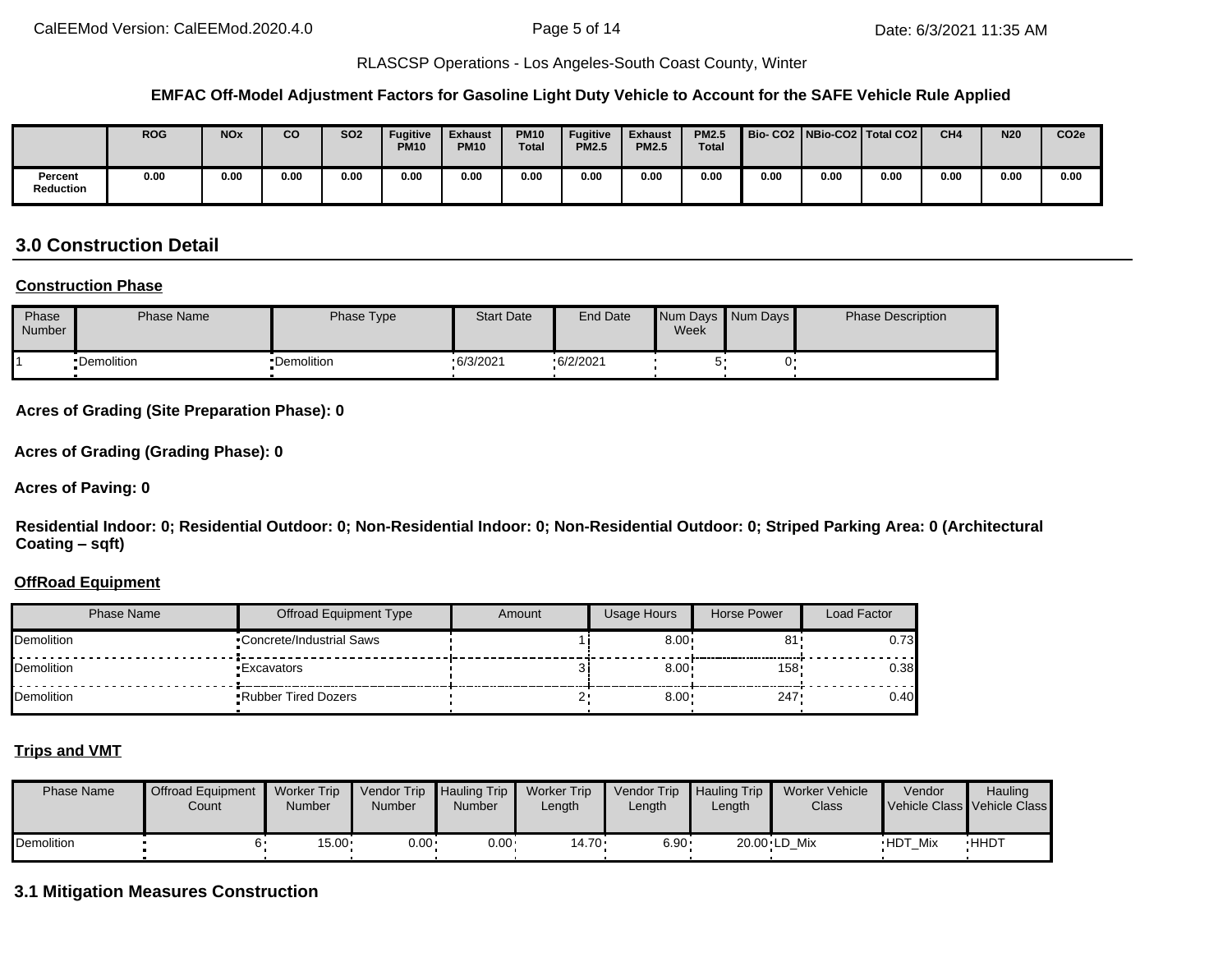RLASCSP Operations - Los Angeles-South Coast County, Winter

**EMFAC Off-Model Adjustment Factors for Gasoline Light Duty Vehicle to Account for the SAFE Vehicle Rule Applied**

| | ROG | NOx | CO | SO2 | Fugitive PM10 | Exhaust PM10 | PM10 Total | Fugitive PM2.5 | Exhaust PM2.5 | PM2.5 Total | Bio- CO2 | NBio-CO2 | Total CO2 | CH4 | N20 | CO2e |
|---|---|---|---|---|---|---|---|---|---|---|---|---|---|---|---|---|
| Percent Reduction | 0.00 | 0.00 | 0.00 | 0.00 | 0.00 | 0.00 | 0.00 | 0.00 | 0.00 | 0.00 | 0.00 | 0.00 | 0.00 | 0.00 | 0.00 | 0.00 |

## 3.0 Construction Detail

**Construction Phase**

| Phase Number | Phase Name | Phase Type | Start Date | End Date | Num Days Week | Num Days | Phase Description |
|---|---|---|---|---|---|---|---|
| 1 | Demolition | Demolition | 6/3/2021 | 6/2/2021 | 5 | 0 | |

**Acres of Grading (Site Preparation Phase): 0**

**Acres of Grading (Grading Phase): 0**

**Acres of Paving: 0**

**Residential Indoor: 0; Residential Outdoor: 0; Non-Residential Indoor: 0; Non-Residential Outdoor: 0; Striped Parking Area: 0 (Architectural Coating – sqft)**

**OffRoad Equipment**

| Phase Name | Offroad Equipment Type | Amount | Usage Hours | Horse Power | Load Factor |
|---|---|---|---|---|---|
| Demolition | Concrete/Industrial Saws | 1 | 8.00 | 81 | 0.73 |
| Demolition | Excavators | 3 | 8.00 | 158 | 0.38 |
| Demolition | Rubber Tired Dozers | 2 | 8.00 | 247 | 0.40 |

**Trips and VMT**

| Phase Name | Offroad Equipment Count | Worker Trip Number | Vendor Trip Number | Hauling Trip Number | Worker Trip Length | Vendor Trip Length | Hauling Trip Length | Worker Vehicle Class | Vendor Vehicle Class | Hauling Vehicle Class |
|---|---|---|---|---|---|---|---|---|---|---|
| Demolition | 6 | 15.00 | 0.00 | 0.00 | 14.70 | 6.90 | 20.00 | LD_Mix | HDT_Mix | HHDT |

## 3.1 Mitigation Measures Construction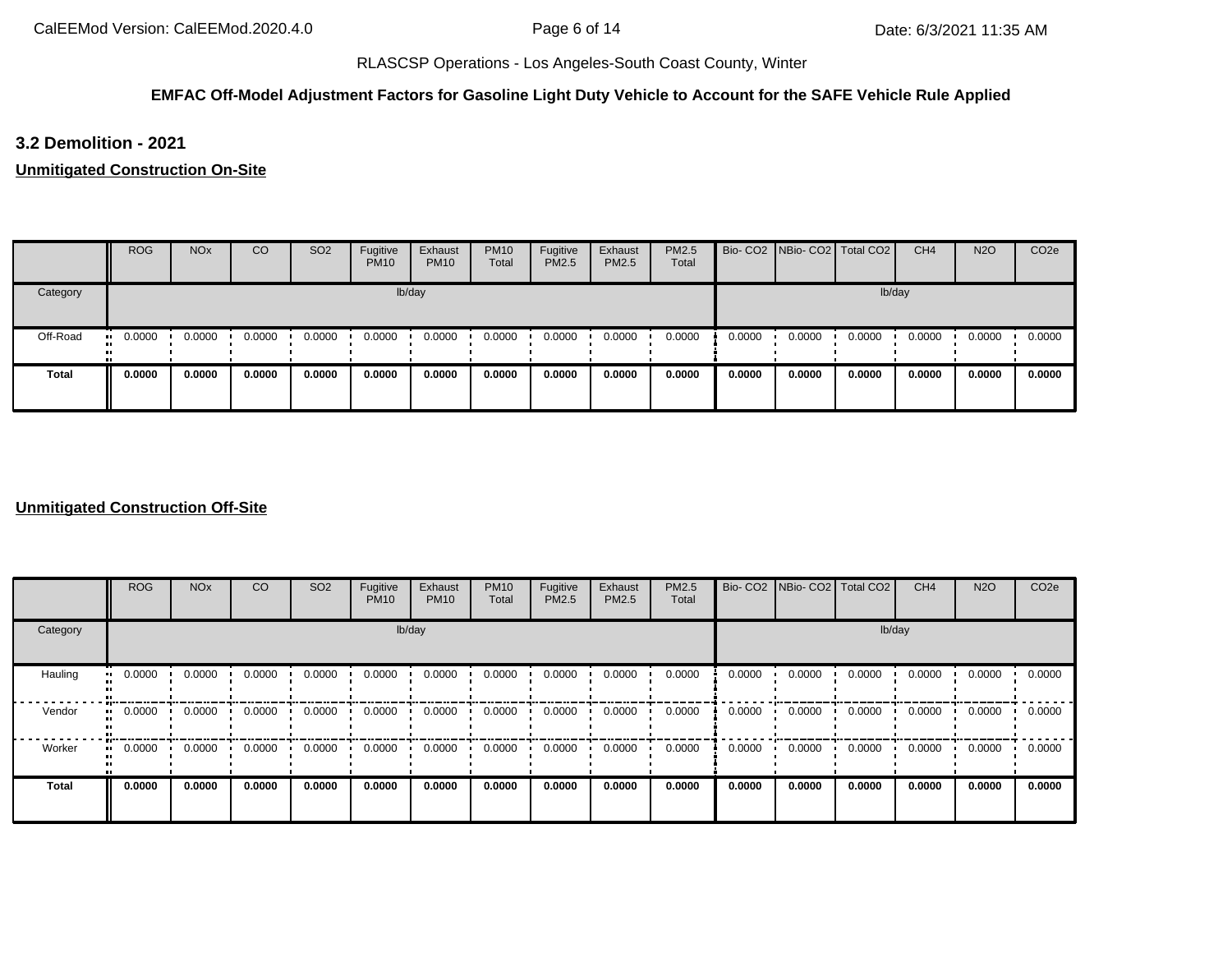RLASCSP Operations - Los Angeles-South Coast County, Winter

**EMFAC Off-Model Adjustment Factors for Gasoline Light Duty Vehicle to Account for the SAFE Vehicle Rule Applied**

## 3.2 Demolition - 2021

**Unmitigated Construction On-Site**

| | ROG | NOx | CO | SO2 | Fugitive PM10 | Exhaust PM10 | PM10 Total | Fugitive PM2.5 | Exhaust PM2.5 | PM2.5 Total | Bio- CO2 | NBio- CO2 | Total CO2 | CH4 | N2O | CO2e |
|---|---|---|---|---|---|---|---|---|---|---|---|---|---|---|---|---|
| Category | lb/day | | | | | | | | | | lb/day | | | | | |
| Off-Road | 0.0000 | 0.0000 | 0.0000 | 0.0000 | 0.0000 | 0.0000 | 0.0000 | 0.0000 | 0.0000 | 0.0000 | 0.0000 | 0.0000 | 0.0000 | 0.0000 | 0.0000 | 0.0000 |
| **Total** | **0.0000** | **0.0000** | **0.0000** | **0.0000** | **0.0000** | **0.0000** | **0.0000** | **0.0000** | **0.0000** | **0.0000** | **0.0000** | **0.0000** | **0.0000** | **0.0000** | **0.0000** | **0.0000** |

**Unmitigated Construction Off-Site**

| | ROG | NOx | CO | SO2 | Fugitive PM10 | Exhaust PM10 | PM10 Total | Fugitive PM2.5 | Exhaust PM2.5 | PM2.5 Total | Bio- CO2 | NBio- CO2 | Total CO2 | CH4 | N2O | CO2e |
|---|---|---|---|---|---|---|---|---|---|---|---|---|---|---|---|---|
| Category | lb/day | | | | | | | | | | lb/day | | | | | |
| Hauling | 0.0000 | 0.0000 | 0.0000 | 0.0000 | 0.0000 | 0.0000 | 0.0000 | 0.0000 | 0.0000 | 0.0000 | 0.0000 | 0.0000 | 0.0000 | 0.0000 | 0.0000 | 0.0000 |
| Vendor | 0.0000 | 0.0000 | 0.0000 | 0.0000 | 0.0000 | 0.0000 | 0.0000 | 0.0000 | 0.0000 | 0.0000 | 0.0000 | 0.0000 | 0.0000 | 0.0000 | 0.0000 | 0.0000 |
| Worker | 0.0000 | 0.0000 | 0.0000 | 0.0000 | 0.0000 | 0.0000 | 0.0000 | 0.0000 | 0.0000 | 0.0000 | 0.0000 | 0.0000 | 0.0000 | 0.0000 | 0.0000 | 0.0000 |
| **Total** | **0.0000** | **0.0000** | **0.0000** | **0.0000** | **0.0000** | **0.0000** | **0.0000** | **0.0000** | **0.0000** | **0.0000** | **0.0000** | **0.0000** | **0.0000** | **0.0000** | **0.0000** | **0.0000** |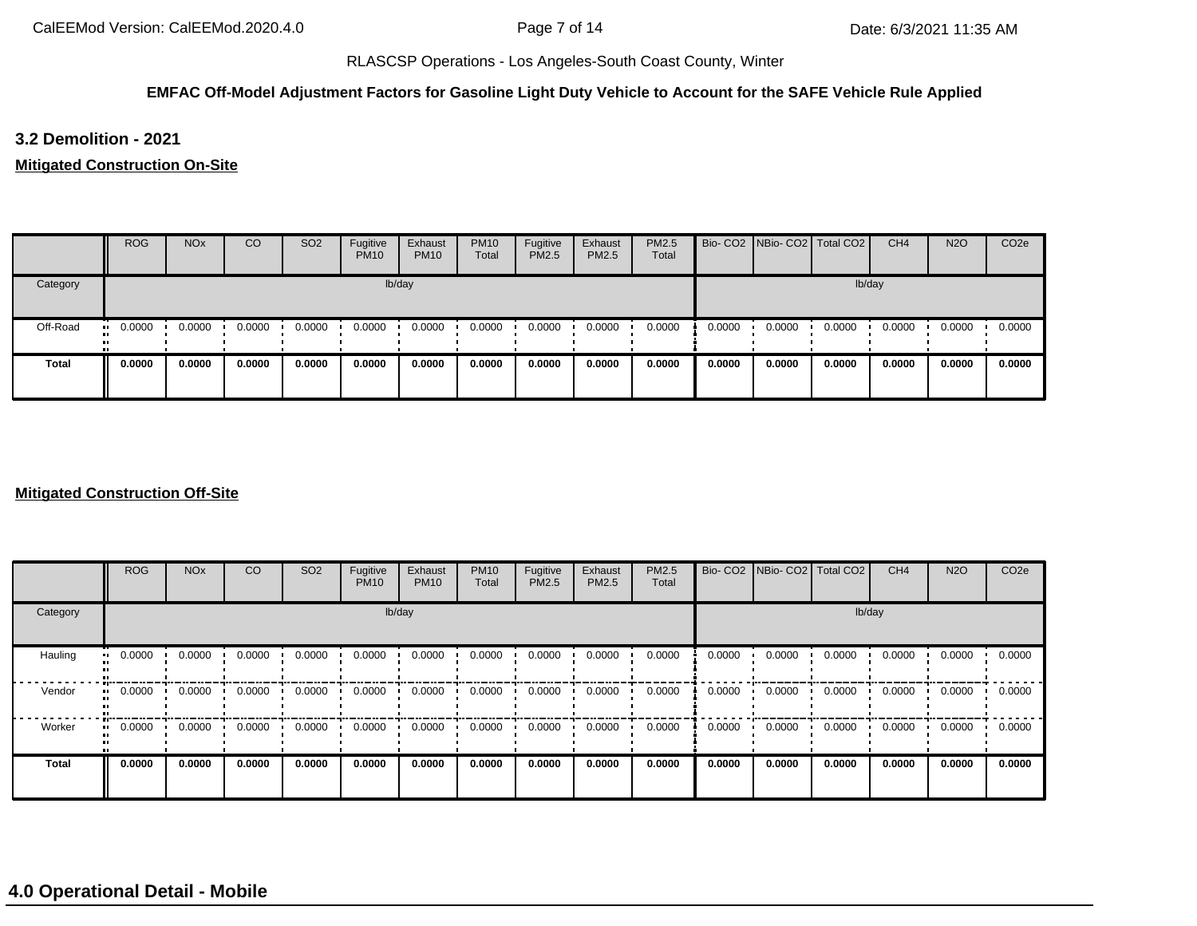RLASCSP Operations - Los Angeles-South Coast County, Winter

**EMFAC Off-Model Adjustment Factors for Gasoline Light Duty Vehicle to Account for the SAFE Vehicle Rule Applied**

### 3.2 Demolition - 2021

**Mitigated Construction On-Site**

| | ROG | NOx | CO | SO2 | Fugitive PM10 | Exhaust PM10 | PM10 Total | Fugitive PM2.5 | Exhaust PM2.5 | PM2.5 Total | Bio- CO2 | NBio- CO2 | Total CO2 | CH4 | N2O | CO2e |
|---|---|---|---|---|---|---|---|---|---|---|---|---|---|---|---|---|
| Category | lb/day | | | | | | | | | | lb/day | | | | | |
| Off-Road | 0.0000 | 0.0000 | 0.0000 | 0.0000 | 0.0000 | 0.0000 | 0.0000 | 0.0000 | 0.0000 | 0.0000 | 0.0000 | 0.0000 | 0.0000 | 0.0000 | 0.0000 | 0.0000 |
| **Total** | **0.0000** | **0.0000** | **0.0000** | **0.0000** | **0.0000** | **0.0000** | **0.0000** | **0.0000** | **0.0000** | **0.0000** | **0.0000** | **0.0000** | **0.0000** | **0.0000** | **0.0000** | **0.0000** |

**Mitigated Construction Off-Site**

| | ROG | NOx | CO | SO2 | Fugitive PM10 | Exhaust PM10 | PM10 Total | Fugitive PM2.5 | Exhaust PM2.5 | PM2.5 Total | Bio- CO2 | NBio- CO2 | Total CO2 | CH4 | N2O | CO2e |
|---|---|---|---|---|---|---|---|---|---|---|---|---|---|---|---|---|
| Category | lb/day | | | | | | | | | | lb/day | | | | | |
| Hauling | 0.0000 | 0.0000 | 0.0000 | 0.0000 | 0.0000 | 0.0000 | 0.0000 | 0.0000 | 0.0000 | 0.0000 | 0.0000 | 0.0000 | 0.0000 | 0.0000 | 0.0000 | 0.0000 |
| Vendor | 0.0000 | 0.0000 | 0.0000 | 0.0000 | 0.0000 | 0.0000 | 0.0000 | 0.0000 | 0.0000 | 0.0000 | 0.0000 | 0.0000 | 0.0000 | 0.0000 | 0.0000 | 0.0000 |
| Worker | 0.0000 | 0.0000 | 0.0000 | 0.0000 | 0.0000 | 0.0000 | 0.0000 | 0.0000 | 0.0000 | 0.0000 | 0.0000 | 0.0000 | 0.0000 | 0.0000 | 0.0000 | 0.0000 |
| **Total** | **0.0000** | **0.0000** | **0.0000** | **0.0000** | **0.0000** | **0.0000** | **0.0000** | **0.0000** | **0.0000** | **0.0000** | **0.0000** | **0.0000** | **0.0000** | **0.0000** | **0.0000** | **0.0000** |

## 4.0 Operational Detail - Mobile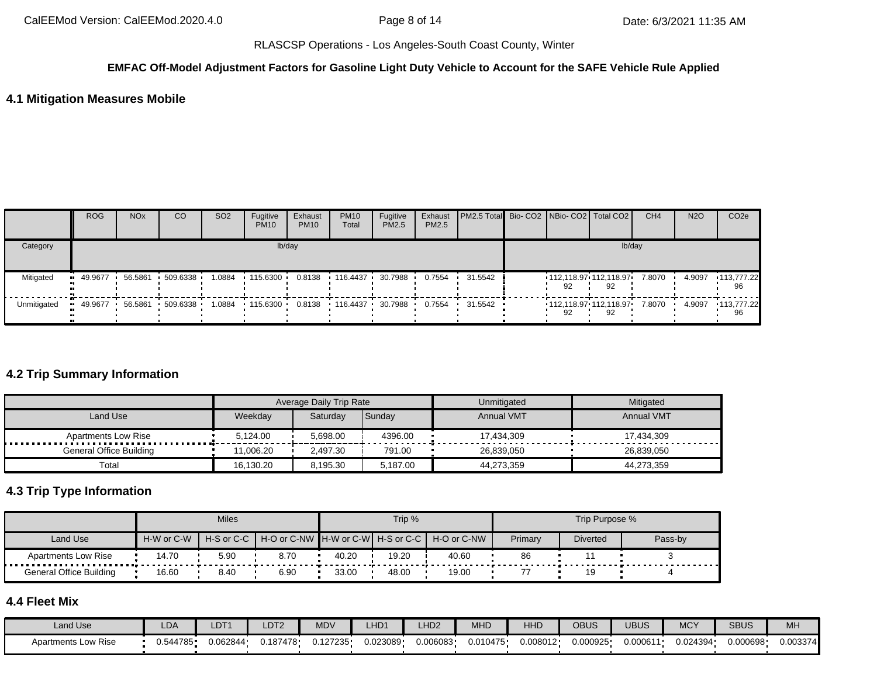RLASCSP Operations - Los Angeles-South Coast County, Winter

**EMFAC Off-Model Adjustment Factors for Gasoline Light Duty Vehicle to Account for the SAFE Vehicle Rule Applied**

## 4.1 Mitigation Measures Mobile

| | ROG | NOx | CO | SO2 | Fugitive PM10 | Exhaust PM10 | PM10 Total | Fugitive PM2.5 | Exhaust PM2.5 | PM2.5 Total | Bio- CO2 | NBio- CO2 | Total CO2 | CH4 | N2O | CO2e |
|---|---|---|---|---|---|---|---|---|---|---|---|---|---|---|---|---|
| Category | lb/day | | | | | | | | | | lb/day | | | | | |
| Mitigated | 49.9677 | 56.5861 | 509.6338 | 1.0884 | 115.6300 | 0.8138 | 116.4437 | 30.7988 | 0.7554 | 31.5542 | | 112,118.9792 | 112,118.9792 | 7.8070 | 4.9097 | 113,777.2296 |
| Unmitigated | 49.9677 | 56.5861 | 509.6338 | 1.0884 | 115.6300 | 0.8138 | 116.4437 | 30.7988 | 0.7554 | 31.5542 | | 112,118.9792 | 112,118.9792 | 7.8070 | 4.9097 | 113,777.2296 |

## 4.2 Trip Summary Information

| | Average Daily Trip Rate | | | Unmitigated | Mitigated |
|---|---|---|---|---|---|
| Land Use | Weekday | Saturday | Sunday | Annual VMT | Annual VMT |
| Apartments Low Rise | 5,124.00 | 5,698.00 | 4396.00 | 17,434,309 | 17,434,309 |
| General Office Building | 11,006.20 | 2,497.30 | 791.00 | 26,839,050 | 26,839,050 |
| Total | 16,130.20 | 8,195.30 | 5,187.00 | 44,273,359 | 44,273,359 |

## 4.3 Trip Type Information

| | Miles | | | Trip % | | | Trip Purpose % | | |
|---|---|---|---|---|---|---|---|---|---|
| Land Use | H-W or C-W | H-S or C-C | H-O or C-NW | H-W or C-W | H-S or C-C | H-O or C-NW | Primary | Diverted | Pass-by |
| Apartments Low Rise | 14.70 | 5.90 | 8.70 | 40.20 | 19.20 | 40.60 | 86 | 11 | 3 |
| General Office Building | 16.60 | 8.40 | 6.90 | 33.00 | 48.00 | 19.00 | 77 | 19 | 4 |

## 4.4 Fleet Mix

| Land Use | LDA | LDT1 | LDT2 | MDV | LHD1 | LHD2 | MHD | HHD | OBUS | UBUS | MCY | SBUS | MH |
|---|---|---|---|---|---|---|---|---|---|---|---|---|---|
| Apartments Low Rise | 0.544785 | 0.062844 | 0.187478 | 0.127235 | 0.023089 | 0.006083 | 0.010475 | 0.008012 | 0.000925 | 0.000611 | 0.024394 | 0.000698 | 0.003374 |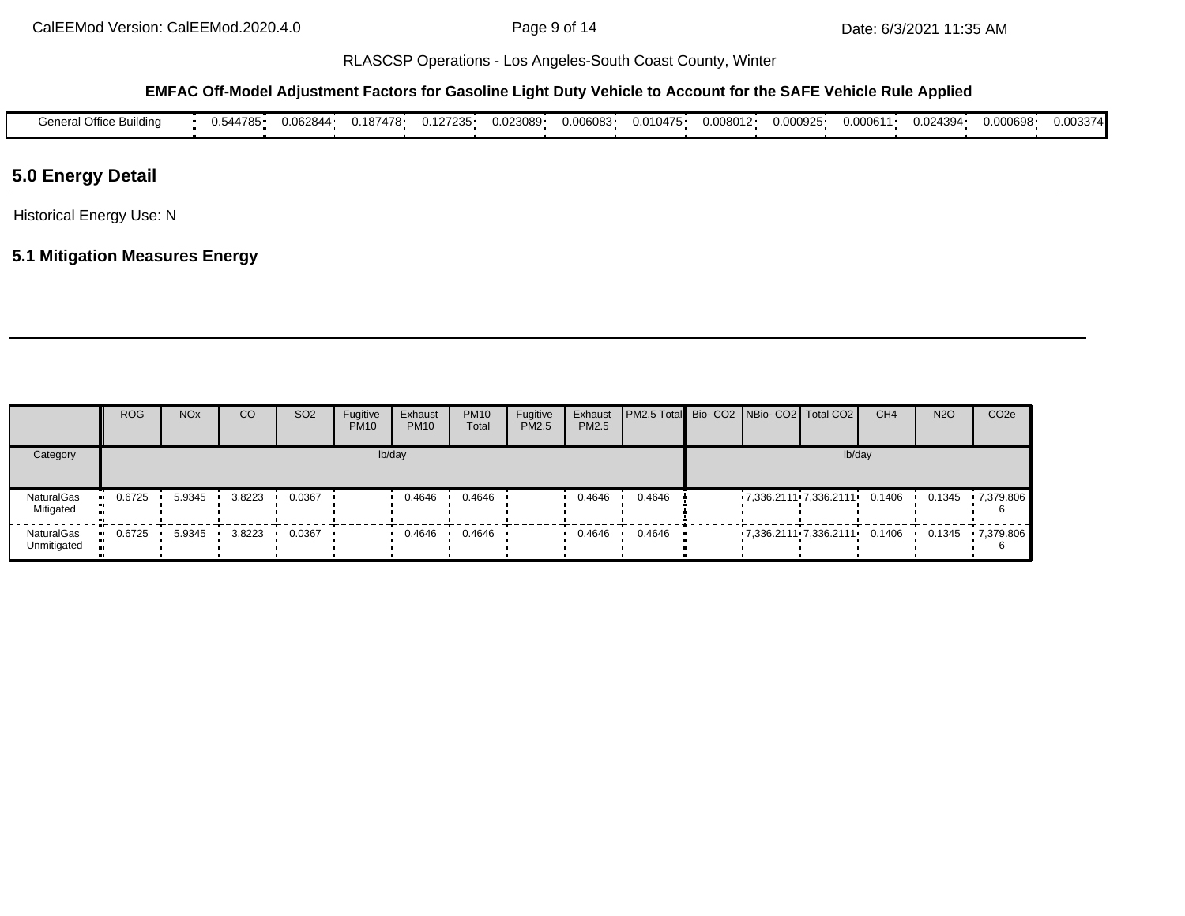**EMFAC Off-Model Adjustment Factors for Gasoline Light Duty Vehicle to Account for the SAFE Vehicle Rule Applied**

| | | | | | | | | | | | | | |
|---|---|---|---|---|---|---|---|---|---|---|---|---|---|
| General Office Building | 0.544785 | 0.062844 | 0.187478 | 0.127235 | 0.023089 | 0.006083 | 0.010475 | 0.008012 | 0.000925 | 0.000611 | 0.024394 | 0.000698 | 0.003374 |

## 5.0 Energy Detail

Historical Energy Use: N

### 5.1 Mitigation Measures Energy

| | ROG | NOx | CO | SO2 | Fugitive PM10 | Exhaust PM10 | PM10 Total | Fugitive PM2.5 | Exhaust PM2.5 | PM2.5 Total | Bio- CO2 | NBio- CO2 | Total CO2 | CH4 | N2O | CO2e |
|---|---|---|---|---|---|---|---|---|---|---|---|---|---|---|---|---|
| Category | lb/day | | | | | | | | | | lb/day | | | | | |
| NaturalGas Mitigated | 0.6725 | 5.9345 | 3.8223 | 0.0367 | | 0.4646 | 0.4646 | | 0.4646 | 0.4646 | | 7,336.2111 | 7,336.2111 | 0.1406 | 0.1345 | 7,379.8066 |
| NaturalGas Unmitigated | 0.6725 | 5.9345 | 3.8223 | 0.0367 | | 0.4646 | 0.4646 | | 0.4646 | 0.4646 | | 7,336.2111 | 7,336.2111 | 0.1406 | 0.1345 | 7,379.8066 |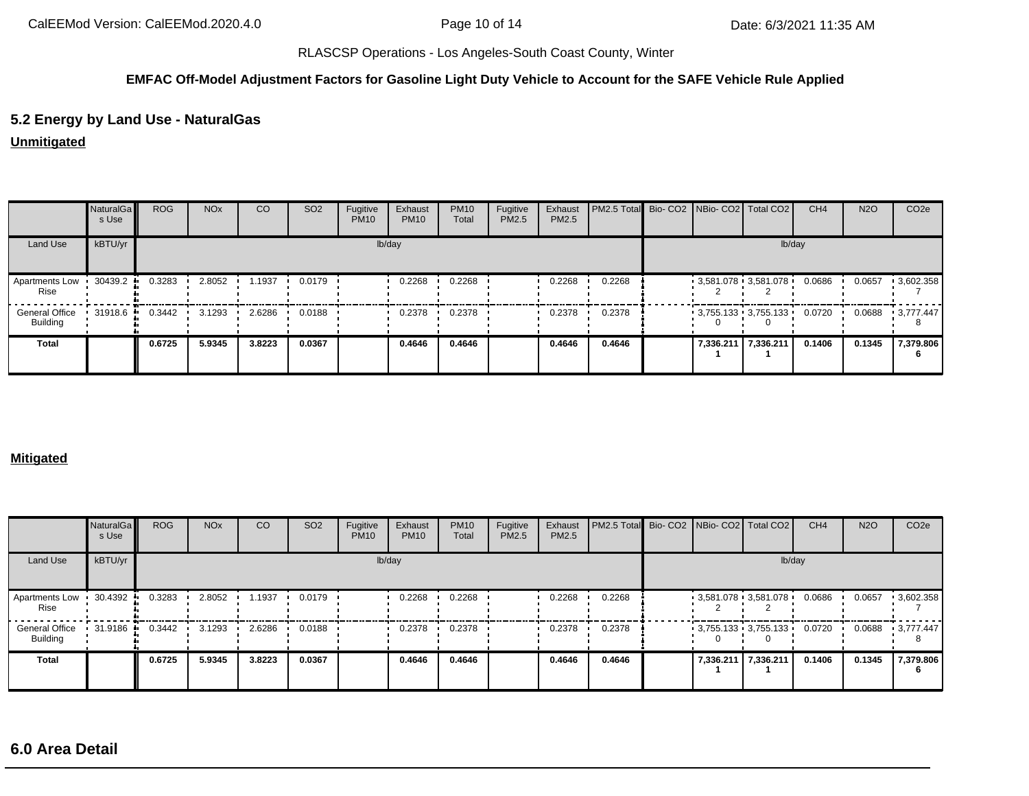RLASCSP Operations - Los Angeles-South Coast County, Winter

**EMFAC Off-Model Adjustment Factors for Gasoline Light Duty Vehicle to Account for the SAFE Vehicle Rule Applied**

## 5.2 Energy by Land Use - NaturalGas

**Unmitigated**

| | NaturalGas Use | ROG | NOx | CO | SO2 | Fugitive PM10 | Exhaust PM10 | PM10 Total | Fugitive PM2.5 | Exhaust PM2.5 | PM2.5 Total | Bio- CO2 | NBio- CO2 | Total CO2 | CH4 | N2O | CO2e |
|---|---|---|---|---|---|---|---|---|---|---|---|---|---|---|---|---|---|
| Land Use | kBTU/yr | lb/day | | | | | | | | | | lb/day | | | | | |
| Apartments Low Rise | 30439.2 | 0.3283 | 2.8052 | 1.1937 | 0.0179 | | 0.2268 | 0.2268 | | 0.2268 | 0.2268 | | 3,581.0782 | 3,581.0782 | 0.0686 | 0.0657 | 3,602.3587 |
| General Office Building | 31918.6 | 0.3442 | 3.1293 | 2.6286 | 0.0188 | | 0.2378 | 0.2378 | | 0.2378 | 0.2378 | | 3,755.1330 | 3,755.1330 | 0.0720 | 0.0688 | 3,777.4478 |
| **Total** | | **0.6725** | **5.9345** | **3.8223** | **0.0367** | | **0.4646** | **0.4646** | | **0.4646** | **0.4646** | | **7,336.2111** | **7,336.2111** | **0.1406** | **0.1345** | **7,379.8066** |

**Mitigated**

| | NaturalGas Use | ROG | NOx | CO | SO2 | Fugitive PM10 | Exhaust PM10 | PM10 Total | Fugitive PM2.5 | Exhaust PM2.5 | PM2.5 Total | Bio- CO2 | NBio- CO2 | Total CO2 | CH4 | N2O | CO2e |
|---|---|---|---|---|---|---|---|---|---|---|---|---|---|---|---|---|---|
| Land Use | kBTU/yr | lb/day | | | | | | | | | | lb/day | | | | | |
| Apartments Low Rise | 30.4392 | 0.3283 | 2.8052 | 1.1937 | 0.0179 | | 0.2268 | 0.2268 | | 0.2268 | 0.2268 | | 3,581.0782 | 3,581.0782 | 0.0686 | 0.0657 | 3,602.3587 |
| General Office Building | 31.9186 | 0.3442 | 3.1293 | 2.6286 | 0.0188 | | 0.2378 | 0.2378 | | 0.2378 | 0.2378 | | 3,755.1330 | 3,755.1330 | 0.0720 | 0.0688 | 3,777.4478 |
| **Total** | | **0.6725** | **5.9345** | **3.8223** | **0.0367** | | **0.4646** | **0.4646** | | **0.4646** | **0.4646** | | **7,336.2111** | **7,336.2111** | **0.1406** | **0.1345** | **7,379.8066** |

## 6.0 Area Detail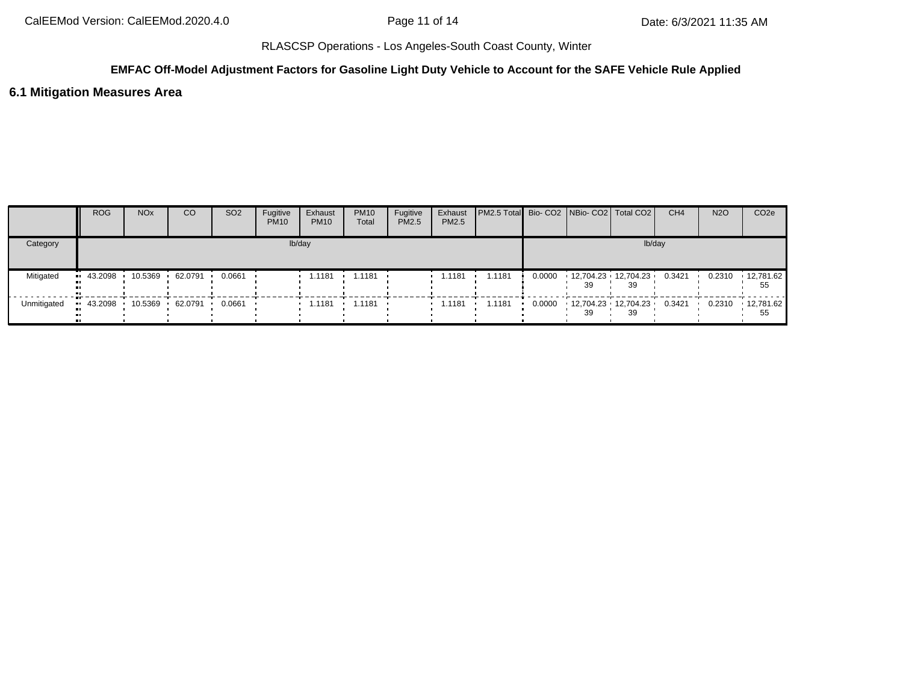**EMFAC Off-Model Adjustment Factors for Gasoline Light Duty Vehicle to Account for the SAFE Vehicle Rule Applied**

## 6.1 Mitigation Measures Area

| | ROG | NOx | CO | SO2 | Fugitive PM10 | Exhaust PM10 | PM10 Total | Fugitive PM2.5 | Exhaust PM2.5 | PM2.5 Total | Bio- CO2 | NBio- CO2 | Total CO2 | CH4 | N2O | CO2e |
|---|---|---|---|---|---|---|---|---|---|---|---|---|---|---|---|---|
| Category | lb/day | | | | | | | | | | lb/day | | | | | |
| Mitigated | 43.2098 | 10.5369 | 62.0791 | 0.0661 | | 1.1181 | 1.1181 | | 1.1181 | 1.1181 | 0.0000 | 12,704.2339 | 12,704.2339 | 0.3421 | 0.2310 | 12,781.6255 |
| Unmitigated | 43.2098 | 10.5369 | 62.0791 | 0.0661 | | 1.1181 | 1.1181 | | 1.1181 | 1.1181 | 0.0000 | 12,704.2339 | 12,704.2339 | 0.3421 | 0.2310 | 12,781.6255 |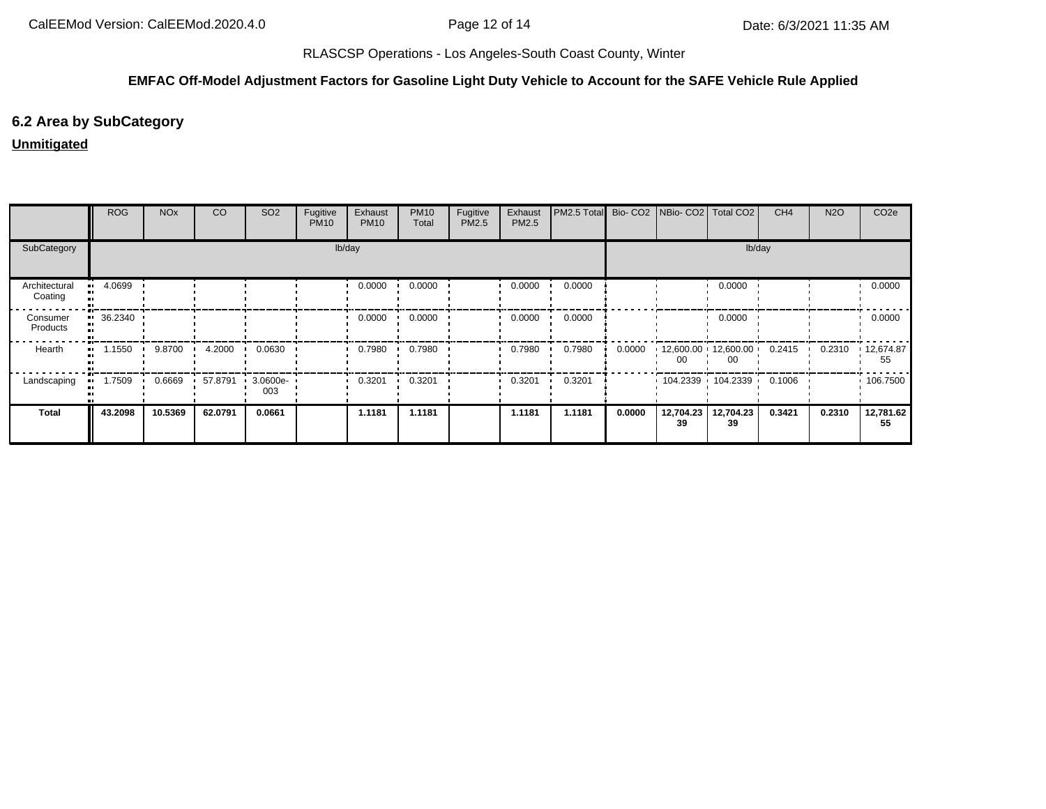## 6.2 Area by SubCategory

**Unmitigated**

| | ROG | NOx | CO | SO2 | Fugitive PM10 | Exhaust PM10 | PM10 Total | Fugitive PM2.5 | Exhaust PM2.5 | PM2.5 Total | Bio- CO2 | NBio- CO2 | Total CO2 | CH4 | N2O | CO2e |
|---|---|---|---|---|---|---|---|---|---|---|---|---|---|---|---|---|
| SubCategory | lb/day | | | | | | | | | | lb/day | | | | | |
| Architectural Coating | 4.0699 | | | | | 0.0000 | 0.0000 | | 0.0000 | 0.0000 | | | 0.0000 | | | 0.0000 |
| Consumer Products | 36.2340 | | | | | 0.0000 | 0.0000 | | 0.0000 | 0.0000 | | | 0.0000 | | | 0.0000 |
| Hearth | 1.1550 | 9.8700 | 4.2000 | 0.0630 | | 0.7980 | 0.7980 | | 0.7980 | 0.7980 | 0.0000 | 12,600.0000 | 12,600.0000 | 0.2415 | 0.2310 | 12,674.8755 |
| Landscaping | 1.7509 | 0.6669 | 57.8791 | 3.0600e-003 | | 0.3201 | 0.3201 | | 0.3201 | 0.3201 | | 104.2339 | 104.2339 | 0.1006 | | 106.7500 |
| **Total** | **43.2098** | **10.5369** | **62.0791** | **0.0661** | | **1.1181** | **1.1181** | | **1.1181** | **1.1181** | **0.0000** | **12,704.2339** | **12,704.2339** | **0.3421** | **0.2310** | **12,781.6255** |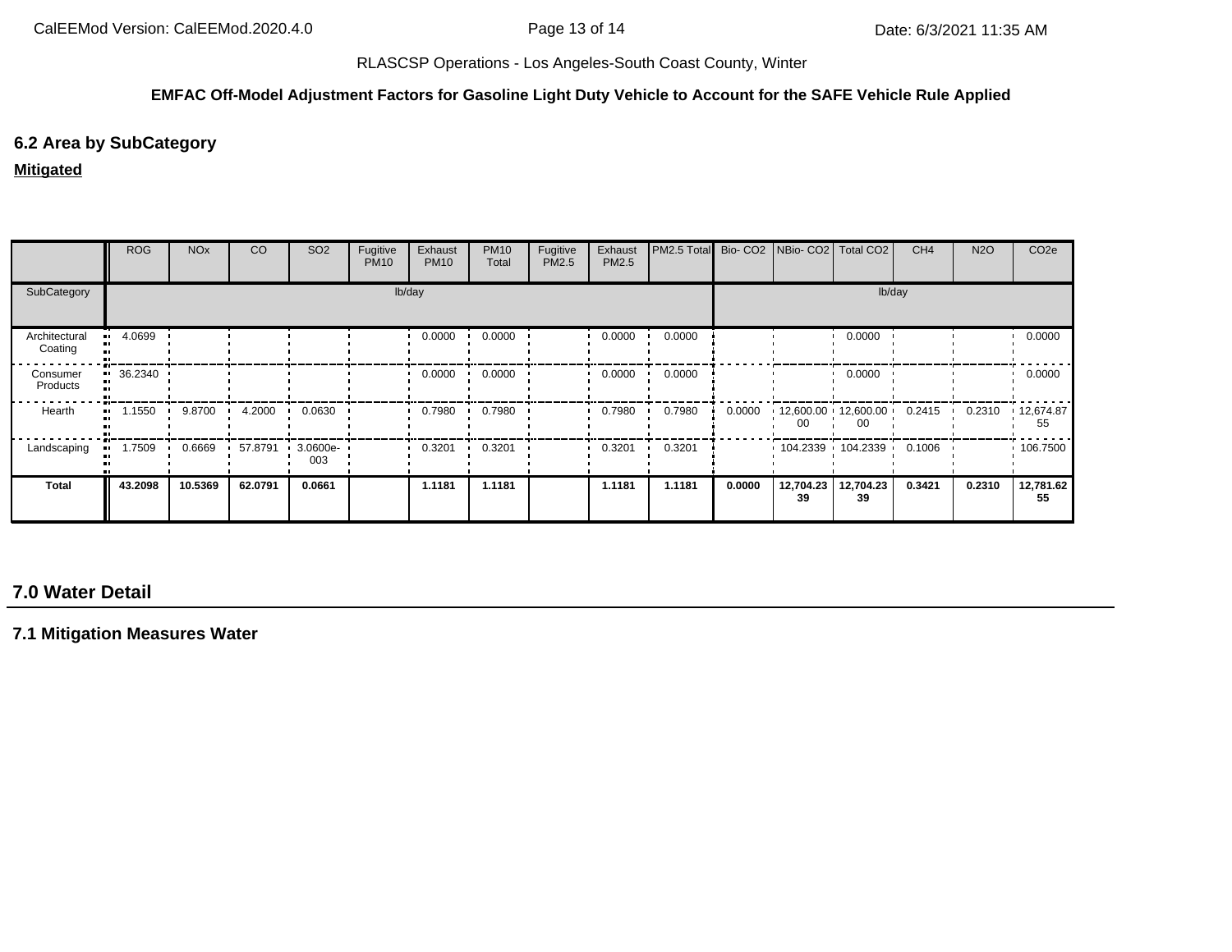RLASCSP Operations - Los Angeles-South Coast County, Winter

**EMFAC Off-Model Adjustment Factors for Gasoline Light Duty Vehicle to Account for the SAFE Vehicle Rule Applied**

## 6.2 Area by SubCategory

**Mitigated**

| | ROG | NOx | CO | SO2 | Fugitive PM10 | Exhaust PM10 | PM10 Total | Fugitive PM2.5 | Exhaust PM2.5 | PM2.5 Total | Bio- CO2 | NBio- CO2 | Total CO2 | CH4 | N2O | CO2e |
|---|---|---|---|---|---|---|---|---|---|---|---|---|---|---|---|---|
| SubCategory | lb/day | | | | | | | | | | lb/day | | | | | |
| Architectural Coating | 4.0699 | | | | | 0.0000 | 0.0000 | | 0.0000 | 0.0000 | | | 0.0000 | | | 0.0000 |
| Consumer Products | 36.2340 | | | | | 0.0000 | 0.0000 | | 0.0000 | 0.0000 | | | 0.0000 | | | 0.0000 |
| Hearth | 1.1550 | 9.8700 | 4.2000 | 0.0630 | | 0.7980 | 0.7980 | | 0.7980 | 0.7980 | 0.0000 | 12,600.0000 | 12,600.0000 | 0.2415 | 0.2310 | 12,674.8755 |
| Landscaping | 1.7509 | 0.6669 | 57.8791 | 3.0600e-003 | | 0.3201 | 0.3201 | | 0.3201 | 0.3201 | | 104.2339 | 104.2339 | 0.1006 | | 106.7500 |
| **Total** | **43.2098** | **10.5369** | **62.0791** | **0.0661** | | **1.1181** | **1.1181** | | **1.1181** | **1.1181** | **0.0000** | **12,704.2339** | **12,704.2339** | **0.3421** | **0.2310** | **12,781.6255** |

## 7.0 Water Detail

### 7.1 Mitigation Measures Water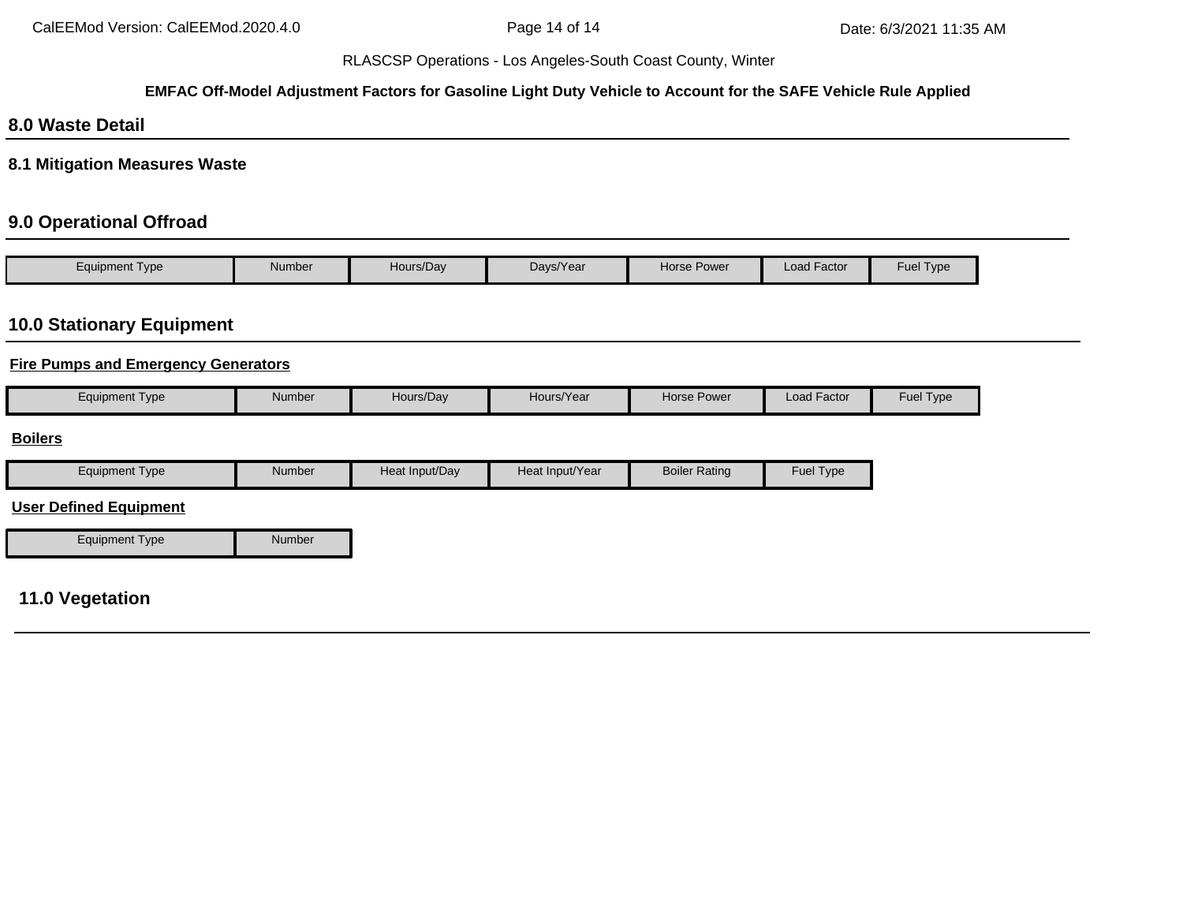## 8.0 Waste Detail

### 8.1 Mitigation Measures Waste

## 9.0 Operational Offroad

| Equipment Type | Number | Hours/Day | Days/Year | Horse Power | Load Factor | Fuel Type |
|---|---|---|---|---|---|---|

## 10.0 Stationary Equipment

**Fire Pumps and Emergency Generators**

| Equipment Type | Number | Hours/Day | Hours/Year | Horse Power | Load Factor | Fuel Type |
|---|---|---|---|---|---|---|

**Boilers**

| Equipment Type | Number | Heat Input/Day | Heat Input/Year | Boiler Rating | Fuel Type |
|---|---|---|---|---|---|

**User Defined Equipment**

| Equipment Type | Number |
|---|---|

## 11.0 Vegetation